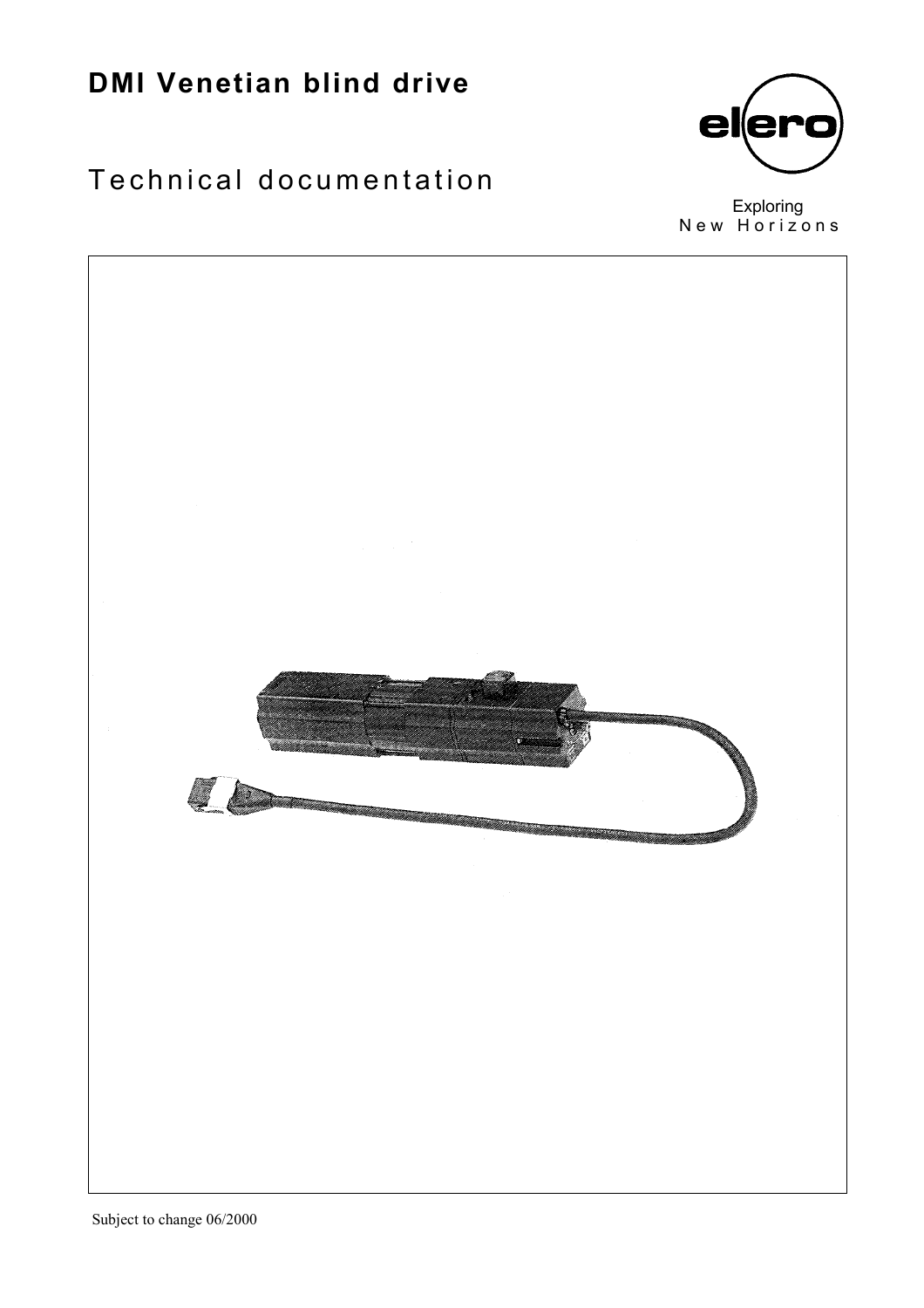# DMI Venetian blind drive

## Technical documentation

elero

Exploring
New Horizons

Subject to change 06/2000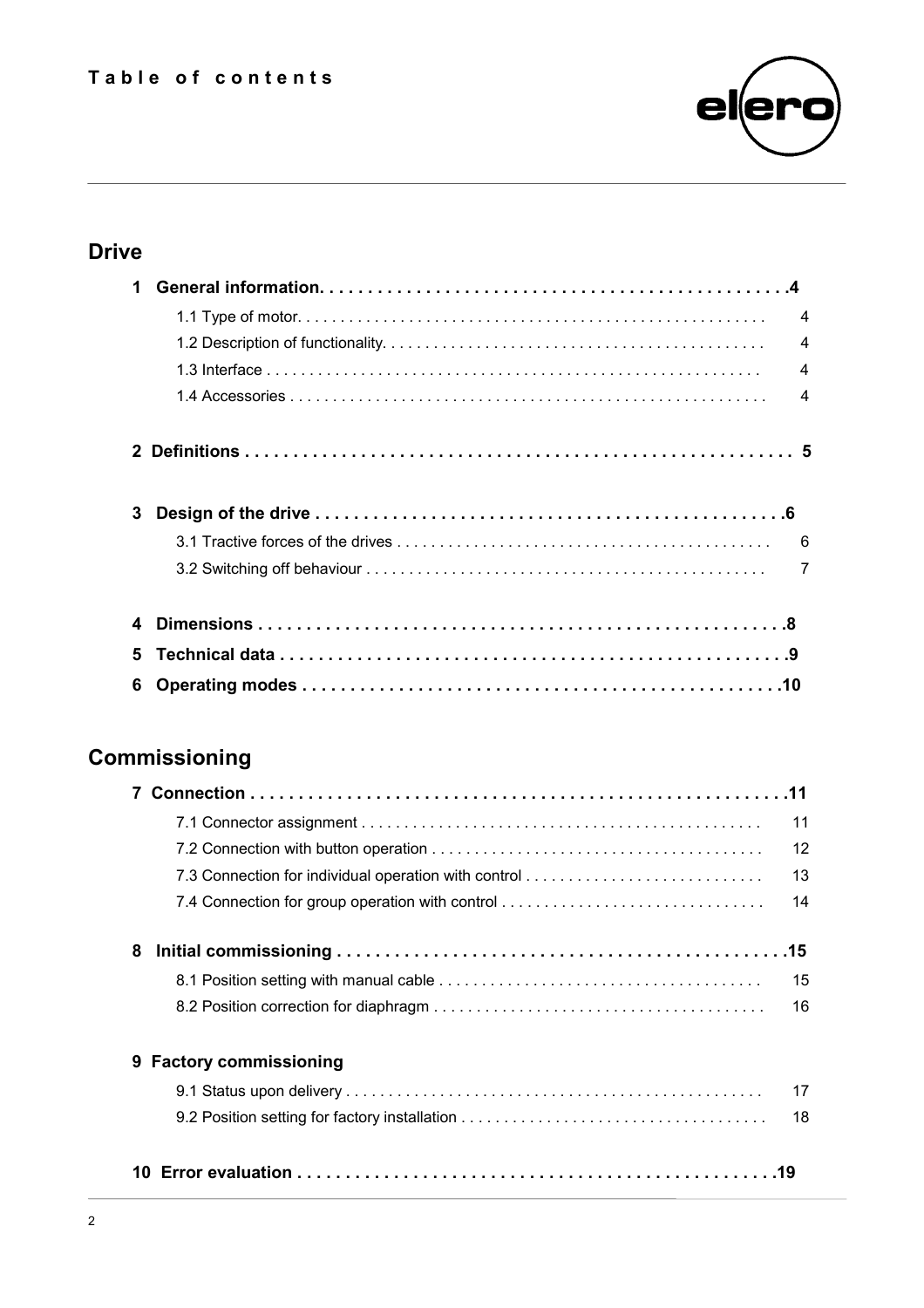# Table of contents

## Drive

**1 General information. . . . . . . . . . . . . . . . . . . . . . . . . . . . . . . . . . . . . . . . . . . . . . . .4**

1.1 Type of motor. . . . . . . . . . . . . . . . . . . . . . . . . . . . . . . . . . . . . . . . . . . . . . . . . . . . . . 4

1.2 Description of functionality. . . . . . . . . . . . . . . . . . . . . . . . . . . . . . . . . . . . . . . . . . . . 4

1.3 Interface . . . . . . . . . . . . . . . . . . . . . . . . . . . . . . . . . . . . . . . . . . . . . . . . . . . . . . . . . 4

1.4 Accessories . . . . . . . . . . . . . . . . . . . . . . . . . . . . . . . . . . . . . . . . . . . . . . . . . . . . . . . 4

**2 Definitions . . . . . . . . . . . . . . . . . . . . . . . . . . . . . . . . . . . . . . . . . . . . . . . . . . . . . . . . 5**

**3 Design of the drive . . . . . . . . . . . . . . . . . . . . . . . . . . . . . . . . . . . . . . . . . . . . . . . . .6**

3.1 Tractive forces of the drives . . . . . . . . . . . . . . . . . . . . . . . . . . . . . . . . . . . . . . . . . . . 6

3.2 Switching off behaviour . . . . . . . . . . . . . . . . . . . . . . . . . . . . . . . . . . . . . . . . . . . . . . 7

**4 Dimensions . . . . . . . . . . . . . . . . . . . . . . . . . . . . . . . . . . . . . . . . . . . . . . . . . . . . . .8**

**5 Technical data . . . . . . . . . . . . . . . . . . . . . . . . . . . . . . . . . . . . . . . . . . . . . . . . . . . .9**

**6 Operating modes . . . . . . . . . . . . . . . . . . . . . . . . . . . . . . . . . . . . . . . . . . . . . . . . .10**

## Commissioning

**7 Connection . . . . . . . . . . . . . . . . . . . . . . . . . . . . . . . . . . . . . . . . . . . . . . . . . . . . . . .11**

7.1 Connector assignment . . . . . . . . . . . . . . . . . . . . . . . . . . . . . . . . . . . . . . . . . . . . . . 11

7.2 Connection with button operation . . . . . . . . . . . . . . . . . . . . . . . . . . . . . . . . . . . . . . 12

7.3 Connection for individual operation with control . . . . . . . . . . . . . . . . . . . . . . . . . . . 13

7.4 Connection for group operation with control . . . . . . . . . . . . . . . . . . . . . . . . . . . . . . 14

**8 Initial commissioning . . . . . . . . . . . . . . . . . . . . . . . . . . . . . . . . . . . . . . . . . . . . . . .15**

8.1 Position setting with manual cable . . . . . . . . . . . . . . . . . . . . . . . . . . . . . . . . . . . . . 15

8.2 Position correction for diaphragm . . . . . . . . . . . . . . . . . . . . . . . . . . . . . . . . . . . . . . 16

**9 Factory commissioning**

9.1 Status upon delivery . . . . . . . . . . . . . . . . . . . . . . . . . . . . . . . . . . . . . . . . . . . . . . . . 17

9.2 Position setting for factory installation . . . . . . . . . . . . . . . . . . . . . . . . . . . . . . . . . . . 18

**10 Error evaluation . . . . . . . . . . . . . . . . . . . . . . . . . . . . . . . . . . . . . . . . . . . . . . . . . .19**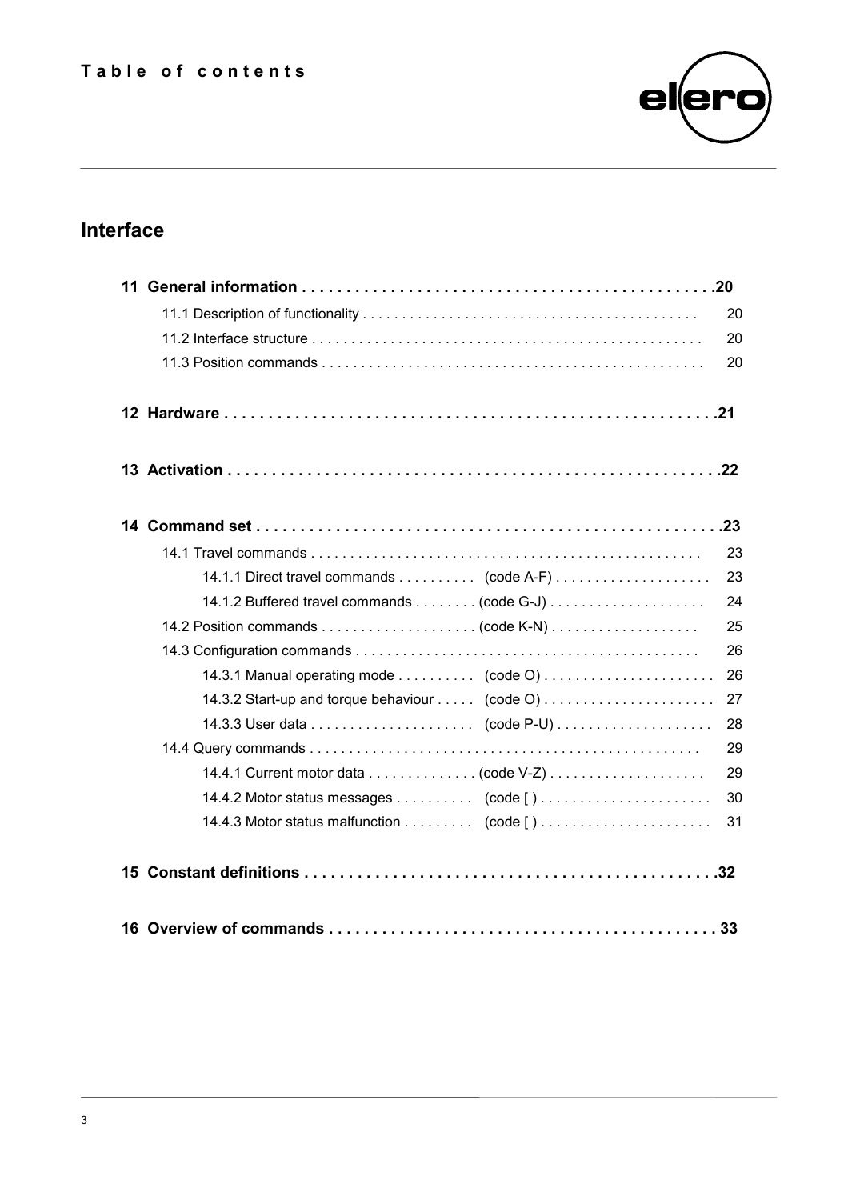# Table of contents

## Interface

**11 General information . . . . . . . . . . . . . . . . . . . . . . . . . . . . . . . . . . . . . . . . . . . . . .20**

11.1 Description of functionality . . . . . . . . . . . . . . . . . . . . . . . . . . . . . . . . . . . . . . . . . . 20

11.2 Interface structure . . . . . . . . . . . . . . . . . . . . . . . . . . . . . . . . . . . . . . . . . . . . . . . . 20

11.3 Position commands . . . . . . . . . . . . . . . . . . . . . . . . . . . . . . . . . . . . . . . . . . . . . . . 20

**12 Hardware . . . . . . . . . . . . . . . . . . . . . . . . . . . . . . . . . . . . . . . . . . . . . . . . . . . . .21**

**13 Activation . . . . . . . . . . . . . . . . . . . . . . . . . . . . . . . . . . . . . . . . . . . . . . . . . . . . .22**

**14 Command set . . . . . . . . . . . . . . . . . . . . . . . . . . . . . . . . . . . . . . . . . . . . . . . . . .23**

14.1 Travel commands . . . . . . . . . . . . . . . . . . . . . . . . . . . . . . . . . . . . . . . . . . . . . . . . . 23

14.1.1 Direct travel commands . . . . . . . . . . (code A-F) . . . . . . . . . . . . . . . . . . . . 23

14.1.2 Buffered travel commands . . . . . . . . (code G-J) . . . . . . . . . . . . . . . . . . . . 24

14.2 Position commands . . . . . . . . . . . . . . . . . . . (code K-N) . . . . . . . . . . . . . . . . . . 25

14.3 Configuration commands . . . . . . . . . . . . . . . . . . . . . . . . . . . . . . . . . . . . . . . . . . . 26

14.3.1 Manual operating mode . . . . . . . . . . (code O) . . . . . . . . . . . . . . . . . . . . . . 26

14.3.2 Start-up and torque behaviour . . . . . (code O) . . . . . . . . . . . . . . . . . . . . . . 27

14.3.3 User data . . . . . . . . . . . . . . . . . . . . . (code P-U) . . . . . . . . . . . . . . . . . . . . 28

14.4 Query commands . . . . . . . . . . . . . . . . . . . . . . . . . . . . . . . . . . . . . . . . . . . . . . . . . 29

14.4.1 Current motor data . . . . . . . . . . . . . . (code V-Z) . . . . . . . . . . . . . . . . . . . . 29

14.4.2 Motor status messages . . . . . . . . . . (code [ ) . . . . . . . . . . . . . . . . . . . . . . 30

14.4.3 Motor status malfunction . . . . . . . . . (code [ ) . . . . . . . . . . . . . . . . . . . . . . 31

**15 Constant definitions . . . . . . . . . . . . . . . . . . . . . . . . . . . . . . . . . . . . . . . . . . . . . .32**

**16 Overview of commands . . . . . . . . . . . . . . . . . . . . . . . . . . . . . . . . . . . . . . . . . . . 33**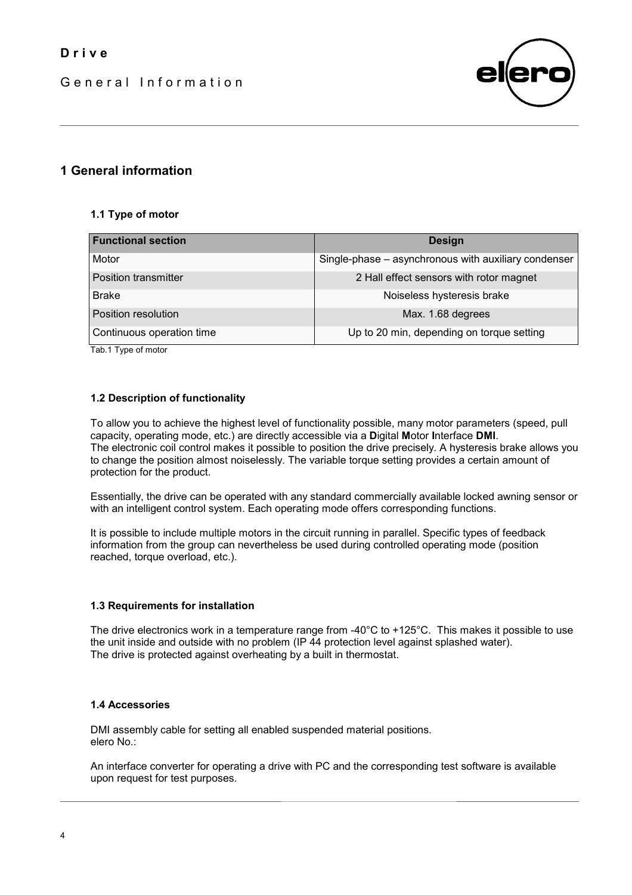# 1 General information

### 1.1 Type of motor

| Functional section | Design |
|---|---|
| Motor | Single-phase – asynchronous with auxiliary condenser |
| Position transmitter | 2 Hall effect sensors with rotor magnet |
| Brake | Noiseless hysteresis brake |
| Position resolution | Max. 1.68 degrees |
| Continuous operation time | Up to 20 min, depending on torque setting |

Tab.1 Type of motor

### 1.2 Description of functionality

To allow you to achieve the highest level of functionality possible, many motor parameters (speed, pull capacity, operating mode, etc.) are directly accessible via a **D**igital **M**otor **I**nterface **DMI**.
The electronic coil control makes it possible to position the drive precisely. A hysteresis brake allows you to change the position almost noiselessly. The variable torque setting provides a certain amount of protection for the product.

Essentially, the drive can be operated with any standard commercially available locked awning sensor or with an intelligent control system. Each operating mode offers corresponding functions.

It is possible to include multiple motors in the circuit running in parallel. Specific types of feedback information from the group can nevertheless be used during controlled operating mode (position reached, torque overload, etc.).

### 1.3 Requirements for installation

The drive electronics work in a temperature range from -40°C to +125°C. This makes it possible to use the unit inside and outside with no problem (IP 44 protection level against splashed water).
The drive is protected against overheating by a built in thermostat.

### 1.4 Accessories

DMI assembly cable for setting all enabled suspended material positions.
elero No.:

An interface converter for operating a drive with PC and the corresponding test software is available upon request for test purposes.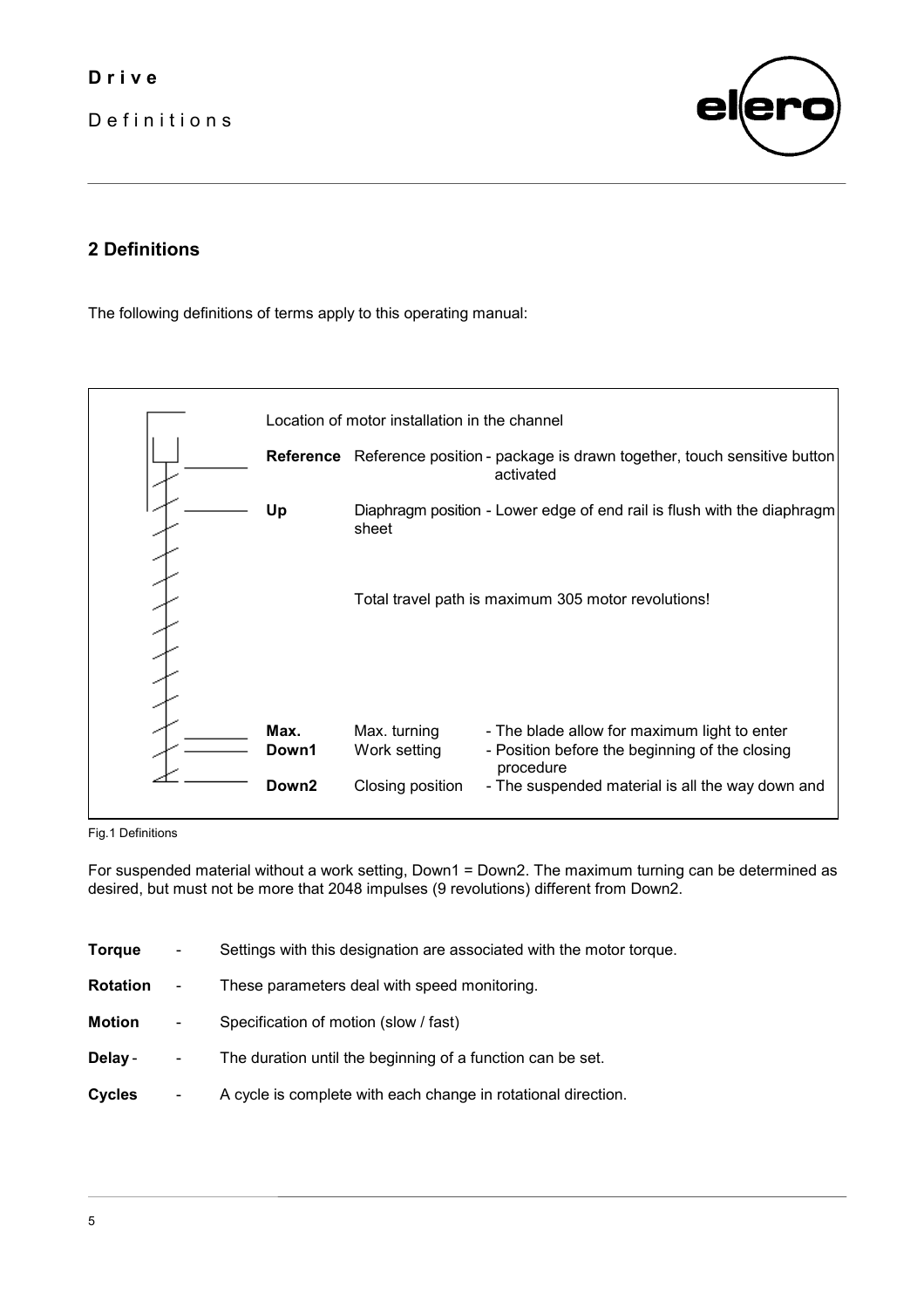## 2 Definitions

The following definitions of terms apply to this operating manual:

Location of motor installation in the channel

| | | |
|---|---|---|
| **Reference** | Reference position | - package is drawn together, touch sensitive button activated |
| **Up** | Diaphragm position | - Lower edge of end rail is flush with the diaphragm sheet |

Total travel path is maximum 305 motor revolutions!

| | | |
|---|---|---|
| **Max.** | Max. turning | - The blade allow for maximum light to enter |
| **Down1** | Work setting | - Position before the beginning of the closing procedure |
| **Down2** | Closing position | - The suspended material is all the way down and |

Fig.1 Definitions

For suspended material without a work setting, Down1 = Down2. The maximum turning can be determined as desired, but must not be more that 2048 impulses (9 revolutions) different from Down2.

**Torque** - Settings with this designation are associated with the motor torque.

**Rotation** - These parameters deal with speed monitoring.

**Motion** - Specification of motion (slow / fast)

**Delay** - - The duration until the beginning of a function can be set.

**Cycles** - A cycle is complete with each change in rotational direction.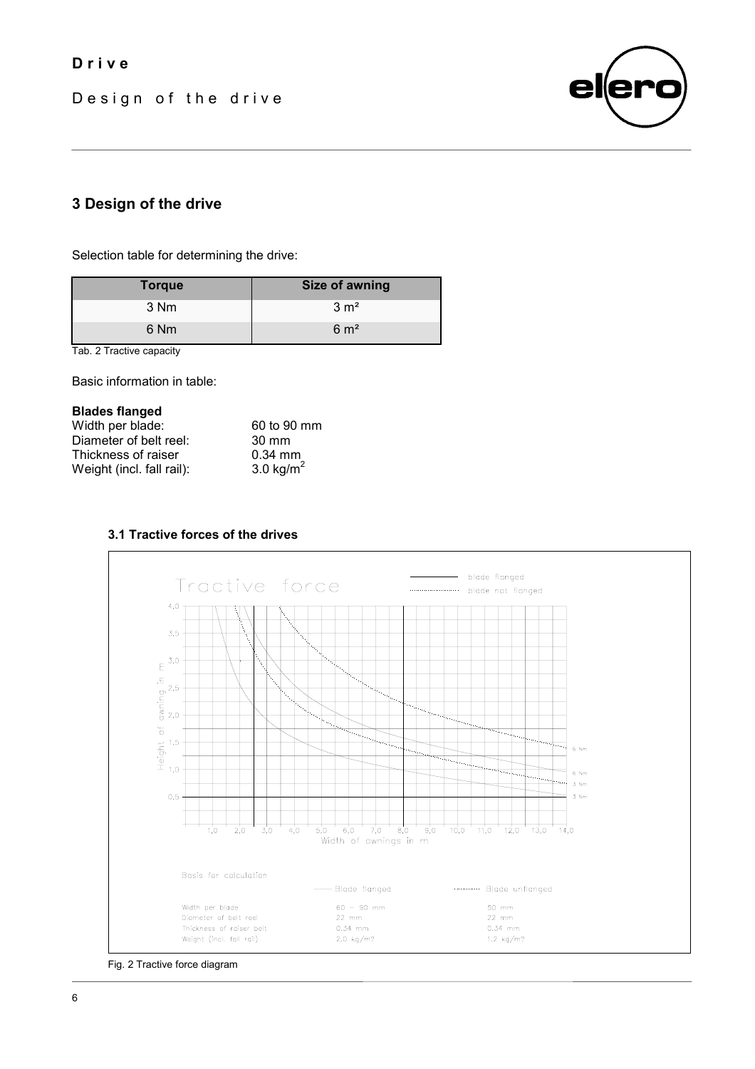# 3 Design of the drive

Selection table for determining the drive:

| Torque | Size of awning |
|---|---|
| 3 Nm | 3 m² |
| 6 Nm | 6 m² |

Tab. 2 Tractive capacity

Basic information in table:

**Blades flanged**

Width per blade: 60 to 90 mm
Diameter of belt reel: 30 mm
Thickness of raiser 0.34 mm
Weight (incl. fall rail): 3.0 kg/m²

## 3.1 Tractive forces of the drives

Tractive force

blade flanged
blade not flanged

Height of awning in m

4,0
3,5
3,0
2,5
2,0
1,5
1,0
0,5

1,0 2,0 3,0 4,0 5,0 6,0 7,0 8,0 9,0 10,0 11,0 12,0 13,0 14,0

Width of awnings in m

6 Nm
6 Nm
3 Nm
3 Nm

Basis for calculation

Blade flanged
Blade unflanged

Width per blade 60 – 90 mm 50 mm
Diameter of belt reel 22 mm 22 mm
Thickness of raiser belt 0.34 mm 0.34 mm
Weight (incl. fall rail) 2.0 kg/m2 1.2 kg/m2

Fig. 2 Tractive force diagram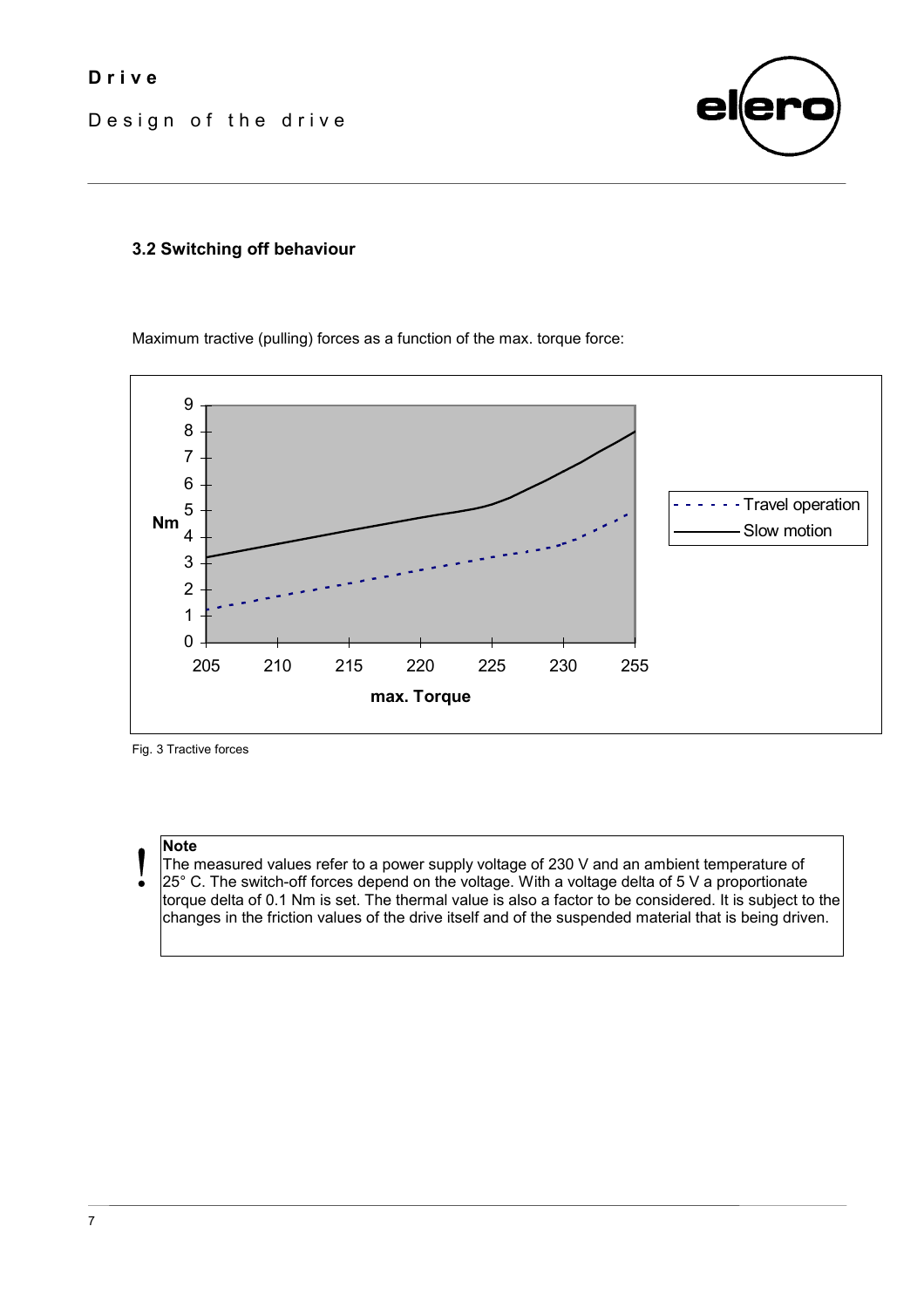### 3.2 Switching off behaviour

Maximum tractive (pulling) forces as a function of the max. torque force:

Nm

9
8
7
6
5
4
3
2
1
0

205 210 215 220 225 230 255

max. Torque

Travel operation
Slow motion

Fig. 3 Tractive forces

> **Note**
> The measured values refer to a power supply voltage of 230 V and an ambient temperature of 25° C. The switch-off forces depend on the voltage. With a voltage delta of 5 V a proportionate torque delta of 0.1 Nm is set. The thermal value is also a factor to be considered. It is subject to the changes in the friction values of the drive itself and of the suspended material that is being driven.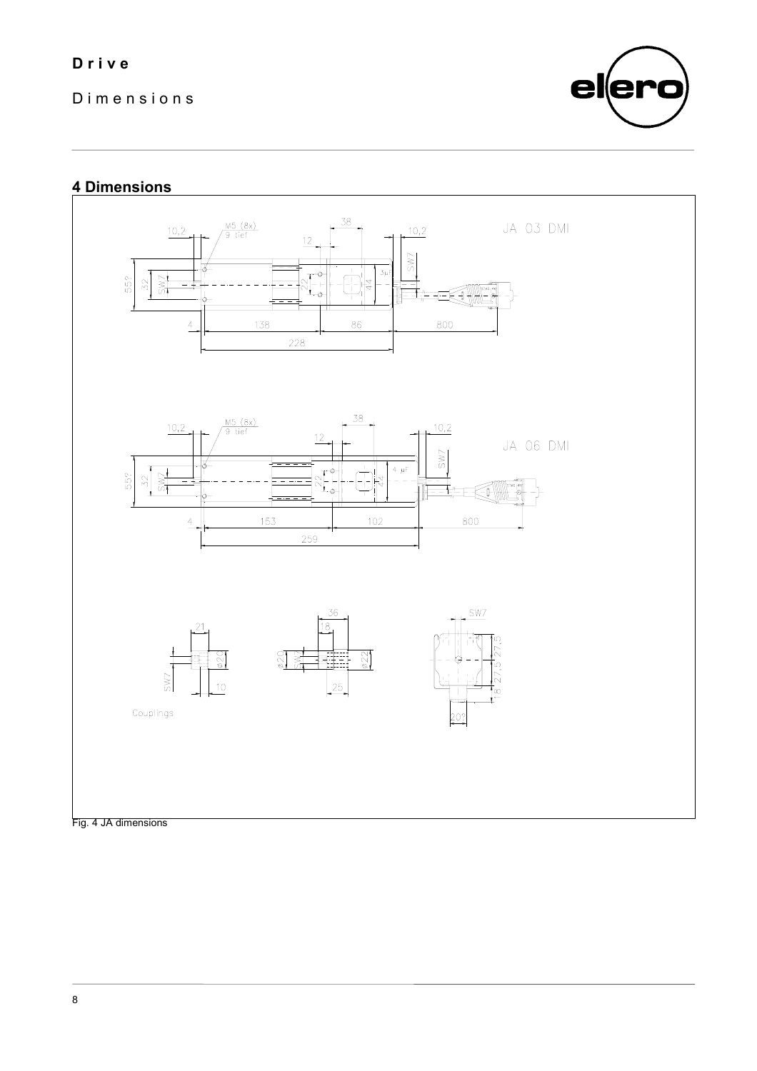## 4 Dimensions

JA 03 DMI

M5 (8x)
9 tief

10,2

38

12

10,2

SW7

55?

32

SW7

22

44

3µf

4

138

86

800

228

JA 06 DMI

M5 (8x)
9 tief

10,2

38

12

10,2

SW7

55?

32

SW7

22

44

4 µf

4

153

102

800

259

21

SW7

Ø20

10

36

18

Ø20

SW7

Ø22

25

SW7

27,5

27,5

18

20?

Couplings

Fig. 4 JA dimensions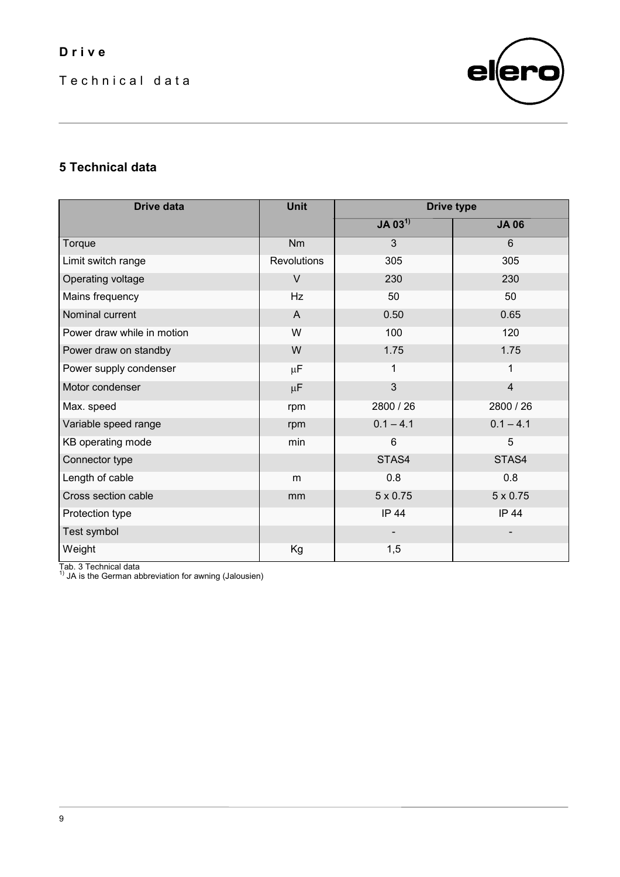## 5 Technical data

| Drive data | Unit | Drive type | |
|---|---|---|---|
| | | JA 03[1)] | JA 06 |
| Torque | Nm | 3 | 6 |
| Limit switch range | Revolutions | 305 | 305 |
| Operating voltage | V | 230 | 230 |
| Mains frequency | Hz | 50 | 50 |
| Nominal current | A | 0.50 | 0.65 |
| Power draw while in motion | W | 100 | 120 |
| Power draw on standby | W | 1.75 | 1.75 |
| Power supply condenser | μF | 1 | 1 |
| Motor condenser | μF | 3 | 4 |
| Max. speed | rpm | 2800 / 26 | 2800 / 26 |
| Variable speed range | rpm | 0.1 – 4.1 | 0.1 – 4.1 |
| KB operating mode | min | 6 | 5 |
| Connector type | | STAS4 | STAS4 |
| Length of cable | m | 0.8 | 0.8 |
| Cross section cable | mm | 5 x 0.75 | 5 x 0.75 |
| Protection type | | IP 44 | IP 44 |
| Test symbol | | - | - |
| Weight | Kg | 1,5 | |

Tab. 3 Technical data

[1)] JA is the German abbreviation for awning (Jalousien)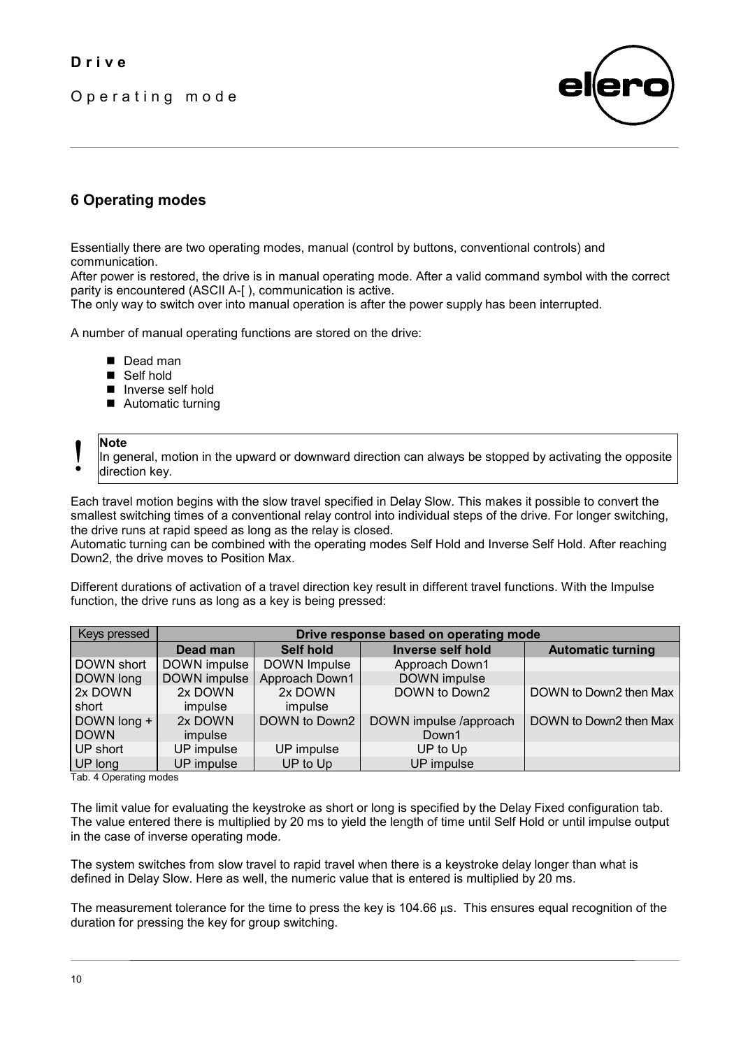## 6 Operating modes

Essentially there are two operating modes, manual (control by buttons, conventional controls) and communication.
After power is restored, the drive is in manual operating mode. After a valid command symbol with the correct parity is encountered (ASCII A-[ ), communication is active.
The only way to switch over into manual operation is after the power supply has been interrupted.

A number of manual operating functions are stored on the drive:

- Dead man
- Self hold
- Inverse self hold
- Automatic turning

**Note**
In general, motion in the upward or downward direction can always be stopped by activating the opposite direction key.

Each travel motion begins with the slow travel specified in Delay Slow. This makes it possible to convert the smallest switching times of a conventional relay control into individual steps of the drive. For longer switching, the drive runs at rapid speed as long as the relay is closed.
Automatic turning can be combined with the operating modes Self Hold and Inverse Self Hold. After reaching Down2, the drive moves to Position Max.

Different durations of activation of a travel direction key result in different travel functions. With the Impulse function, the drive runs as long as a key is being pressed:

| Keys pressed | Drive response based on operating mode | | | |
|---|---|---|---|---|
| | **Dead man** | **Self hold** | **Inverse self hold** | **Automatic turning** |
| DOWN short | DOWN impulse | DOWN Impulse | Approach Down1 | |
| DOWN long | DOWN impulse | Approach Down1 | DOWN impulse | |
| 2x DOWN short | 2x DOWN impulse | 2x DOWN impulse | DOWN to Down2 | DOWN to Down2 then Max |
| DOWN long + DOWN | 2x DOWN impulse | DOWN to Down2 | DOWN impulse /approach Down1 | DOWN to Down2 then Max |
| UP short | UP impulse | UP impulse | UP to Up | |
| UP long | UP impulse | UP to Up | UP impulse | |

Tab. 4 Operating modes

The limit value for evaluating the keystroke as short or long is specified by the Delay Fixed configuration tab. The value entered there is multiplied by 20 ms to yield the length of time until Self Hold or until impulse output in the case of inverse operating mode.

The system switches from slow travel to rapid travel when there is a keystroke delay longer than what is defined in Delay Slow. Here as well, the numeric value that is entered is multiplied by 20 ms.

The measurement tolerance for the time to press the key is 104.66 μs. This ensures equal recognition of the duration for pressing the key for group switching.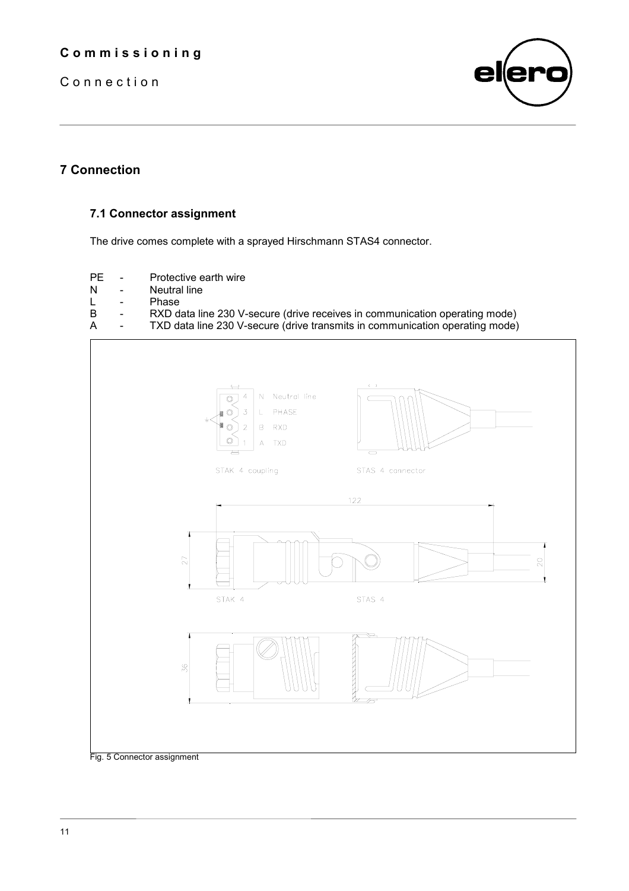# 7 Connection

## 7.1 Connector assignment

The drive comes complete with a sprayed Hirschmann STAS4 connector.

PE - Protective earth wire
N - Neutral line
L - Phase
B - RXD data line 230 V-secure (drive receives in communication operating mode)
A - TXD data line 230 V-secure (drive transmits in communication operating mode)

Fig. 5 Connector assignment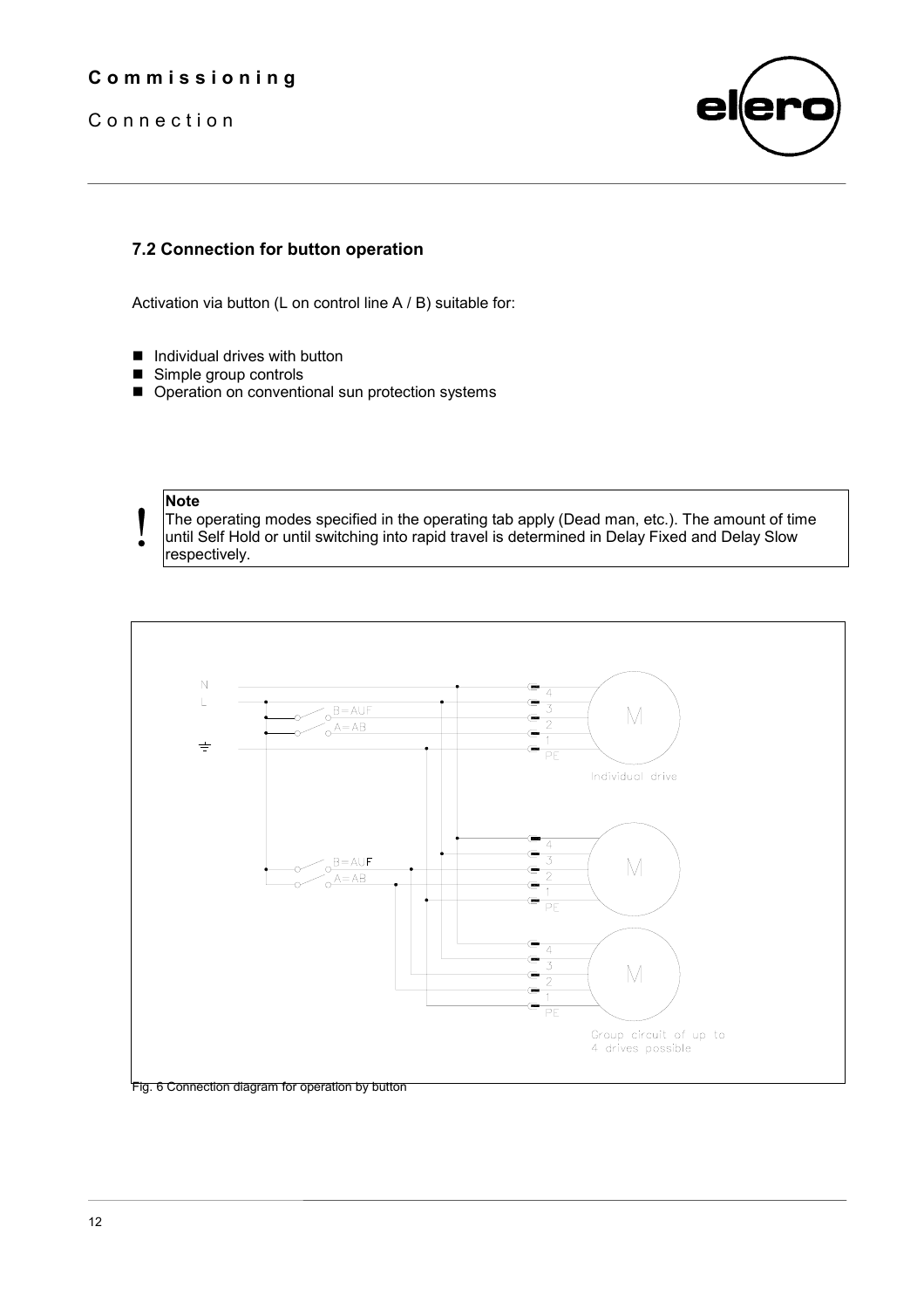## 7.2 Connection for button operation

Activation via button (L on control line A / B) suitable for:

- Individual drives with button
- Simple group controls
- Operation on conventional sun protection systems

**Note**
The operating modes specified in the operating tab apply (Dead man, etc.). The amount of time until Self Hold or until switching into rapid travel is determined in Delay Fixed and Delay Slow respectively.

N
L
B=AUF
A=AB
4
3
2
1
PE
M
Individual drive
B=AUF
A=AB
4
3
2
1
PE
M
4
3
2
1
PE
M
Group circuit of up to
4 drives possible

Fig. 6 Connection diagram for operation by button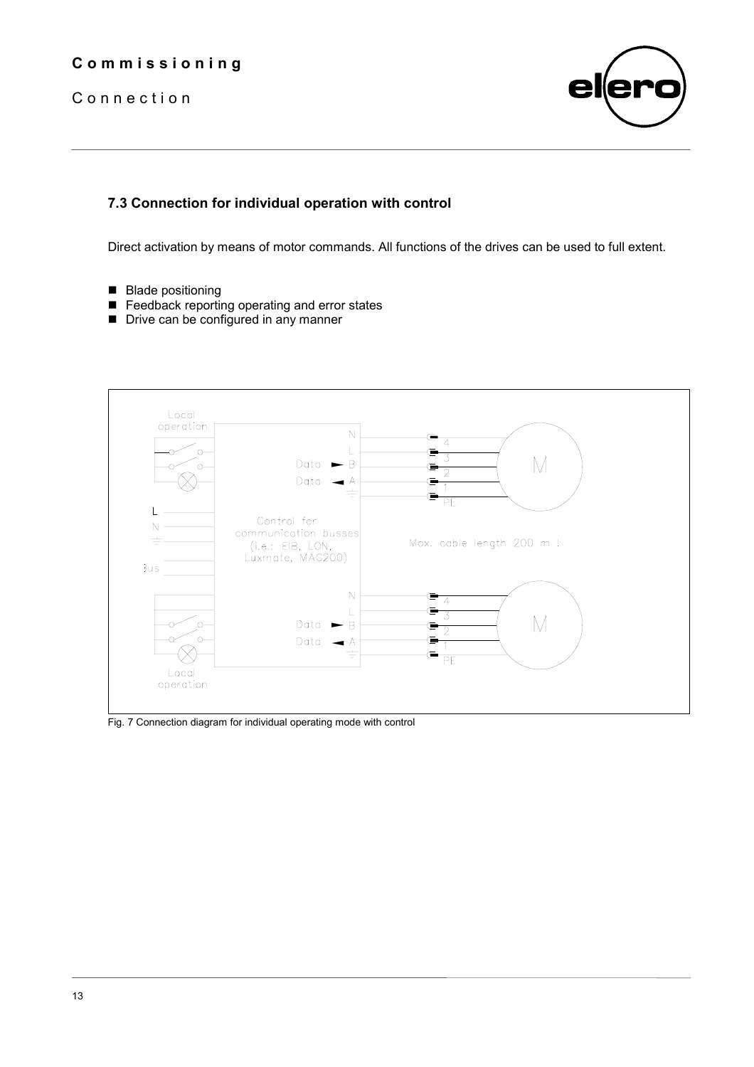### 7.3 Connection for individual operation with control

Direct activation by means of motor commands. All functions of the drives can be used to full extent.

- Blade positioning
- Feedback reporting operating and error states
- Drive can be configured in any manner

Local operation

N
L
Data B
Data A

L
N

Control for communication busses (i.e.: EIB, LON, Luxmate, MAC200)

Bus

4
3
2
1
PE

M

Max. cable length 200 m !

N
L
Data B
Data A

4
3
2
1
PE

M

Local operation

Fig. 7 Connection diagram for individual operating mode with control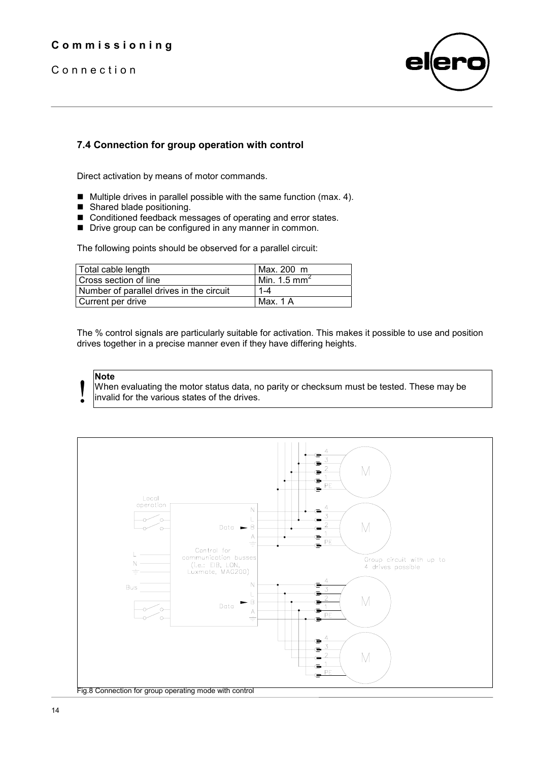## 7.4 Connection for group operation with control

Direct activation by means of motor commands.

- Multiple drives in parallel possible with the same function (max. 4).
- Shared blade positioning.
- Conditioned feedback messages of operating and error states.
- Drive group can be configured in any manner in common.

The following points should be observed for a parallel circuit:

| | |
|---|---|
| Total cable length | Max. 200 m |
| Cross section of line | Min. 1.5 mm$^2$ |
| Number of parallel drives in the circuit | 1-4 |
| Current per drive | Max. 1 A |

The % control signals are particularly suitable for activation. This makes it possible to use and position drives together in a precise manner even if they have differing heights.

**Note**
When evaluating the motor status data, no parity or checksum must be tested. These may be invalid for the various states of the drives.

Local operation

L
N

Bus

N
L
Data B
A

Control for communication busses (i.e.: EIB, LON, Luxmate, MAC200)

N
L
Data B
A

4
3
2
1
PE
M

Group circuit with up to 4 drives possible

Fig.8 Connection for group operating mode with control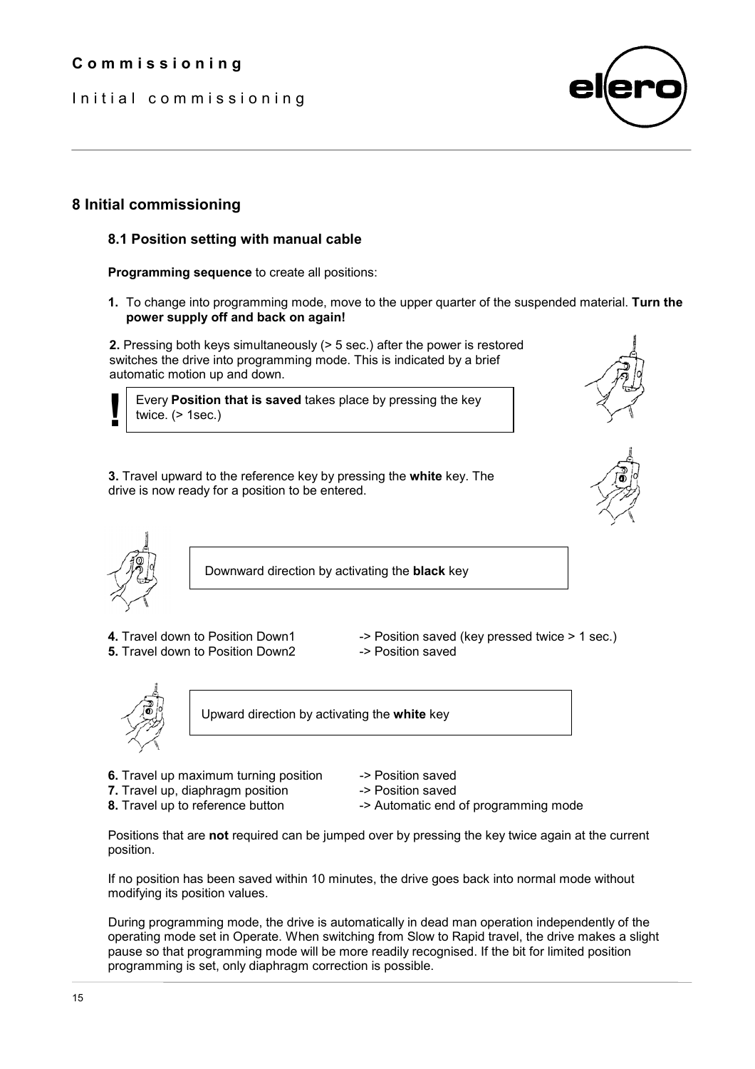# 8 Initial commissioning

## 8.1 Position setting with manual cable

**Programming sequence** to create all positions:

**1.** To change into programming mode, move to the upper quarter of the suspended material. **Turn the power supply off and back on again!**

**2.** Pressing both keys simultaneously (> 5 sec.) after the power is restored switches the drive into programming mode. This is indicated by a brief automatic motion up and down.

**!** Every **Position that is saved** takes place by pressing the key twice. (> 1sec.)

**3.** Travel upward to the reference key by pressing the **white** key. The drive is now ready for a position to be entered.

Downward direction by activating the **black** key

**4.** Travel down to Position Down1 -> Position saved (key pressed twice > 1 sec.)
**5.** Travel down to Position Down2 -> Position saved

Upward direction by activating the **white** key

**6.** Travel up maximum turning position -> Position saved
**7.** Travel up, diaphragm position -> Position saved
**8.** Travel up to reference button -> Automatic end of programming mode

Positions that are **not** required can be jumped over by pressing the key twice again at the current position.

If no position has been saved within 10 minutes, the drive goes back into normal mode without modifying its position values.

During programming mode, the drive is automatically in dead man operation independently of the operating mode set in Operate. When switching from Slow to Rapid travel, the drive makes a slight pause so that programming mode will be more readily recognised. If the bit for limited position programming is set, only diaphragm correction is possible.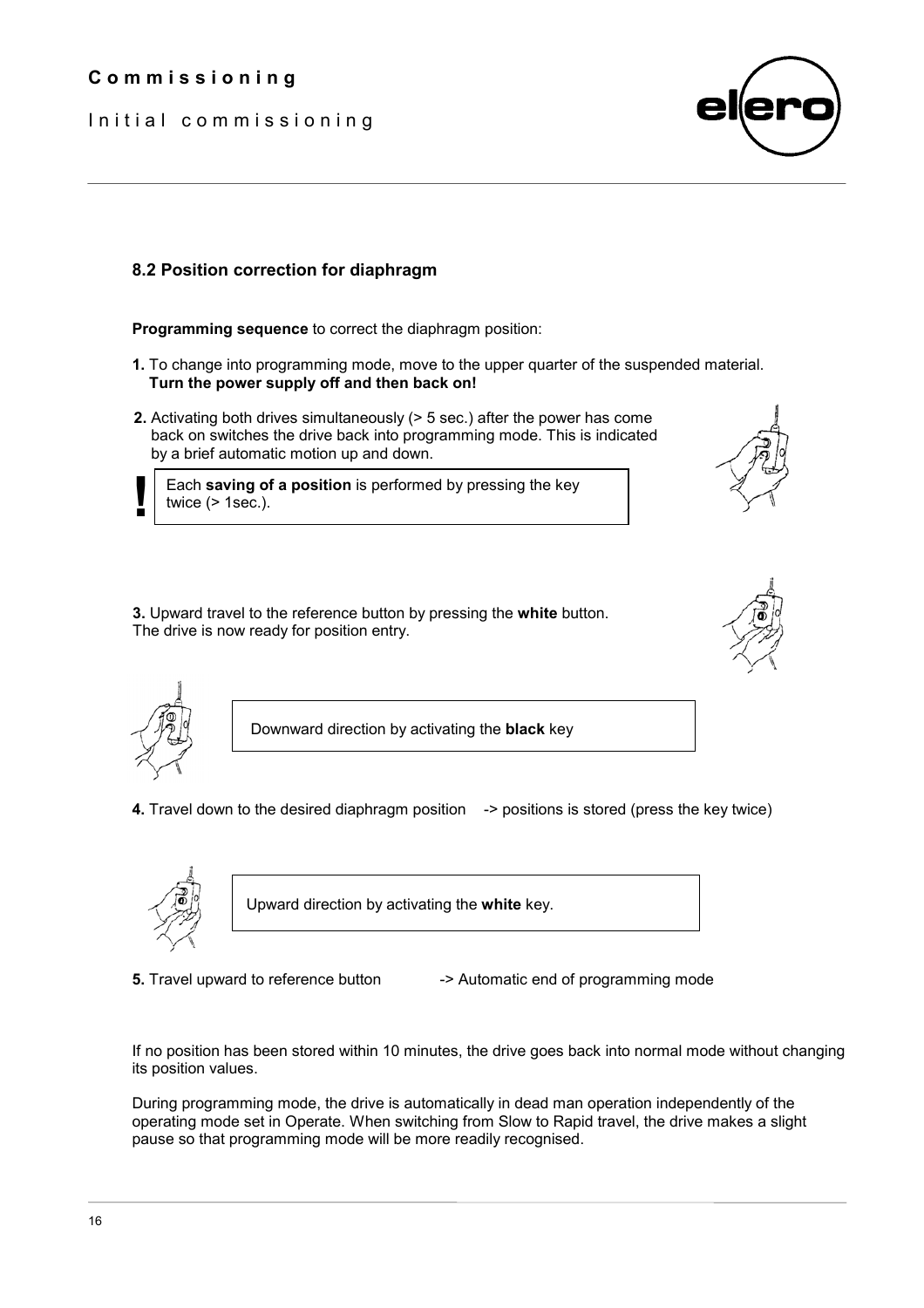## 8.2 Position correction for diaphragm

**Programming sequence** to correct the diaphragm position:

**1.** To change into programming mode, move to the upper quarter of the suspended material.
**Turn the power supply off and then back on!**

**2.** Activating both drives simultaneously (> 5 sec.) after the power has come back on switches the drive back into programming mode. This is indicated by a brief automatic motion up and down.

> **!** Each **saving of a position** is performed by pressing the key twice (> 1sec.).

**3.** Upward travel to the reference button by pressing the **white** button.
The drive is now ready for position entry.

Downward direction by activating the **black** key

**4.** Travel down to the desired diaphragm position -> positions is stored (press the key twice)

Upward direction by activating the **white** key.

**5.** Travel upward to reference button -> Automatic end of programming mode

If no position has been stored within 10 minutes, the drive goes back into normal mode without changing its position values.

During programming mode, the drive is automatically in dead man operation independently of the operating mode set in Operate. When switching from Slow to Rapid travel, the drive makes a slight pause so that programming mode will be more readily recognised.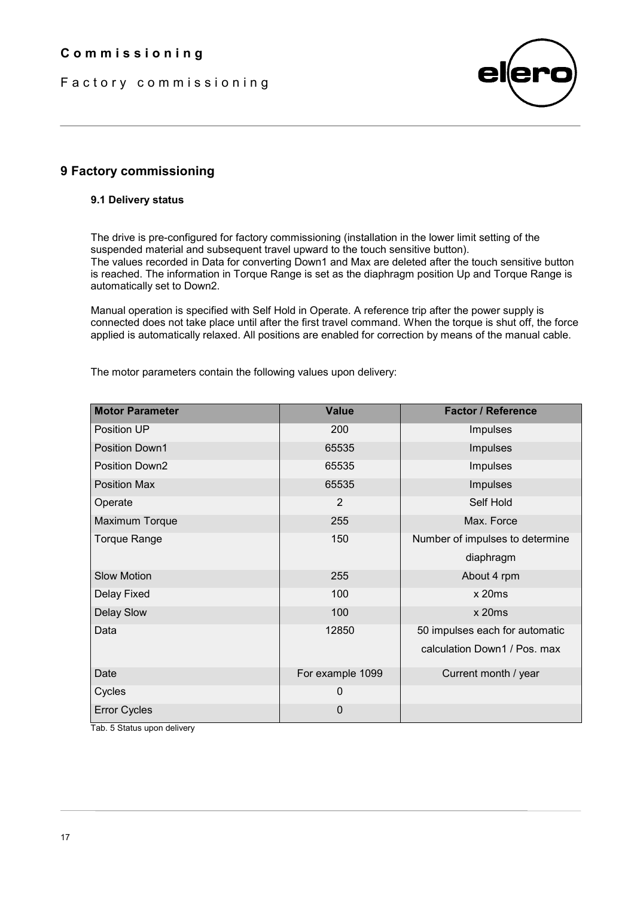# 9 Factory commissioning

### 9.1 Delivery status

The drive is pre-configured for factory commissioning (installation in the lower limit setting of the suspended material and subsequent travel upward to the touch sensitive button).
The values recorded in Data for converting Down1 and Max are deleted after the touch sensitive button is reached. The information in Torque Range is set as the diaphragm position Up and Torque Range is automatically set to Down2.

Manual operation is specified with Self Hold in Operate. A reference trip after the power supply is connected does not take place until after the first travel command. When the torque is shut off, the force applied is automatically relaxed. All positions are enabled for correction by means of the manual cable.

The motor parameters contain the following values upon delivery:

| Motor Parameter | Value | Factor / Reference |
|---|---|---|
| Position UP | 200 | Impulses |
| Position Down1 | 65535 | Impulses |
| Position Down2 | 65535 | Impulses |
| Position Max | 65535 | Impulses |
| Operate | 2 | Self Hold |
| Maximum Torque | 255 | Max. Force |
| Torque Range | 150 | Number of impulses to determine diaphragm |
| Slow Motion | 255 | About 4 rpm |
| Delay Fixed | 100 | x 20ms |
| Delay Slow | 100 | x 20ms |
| Data | 12850 | 50 impulses each for automatic calculation Down1 / Pos. max |
| Date | For example 1099 | Current month / year |
| Cycles | 0 | |
| Error Cycles | 0 | |

Tab. 5 Status upon delivery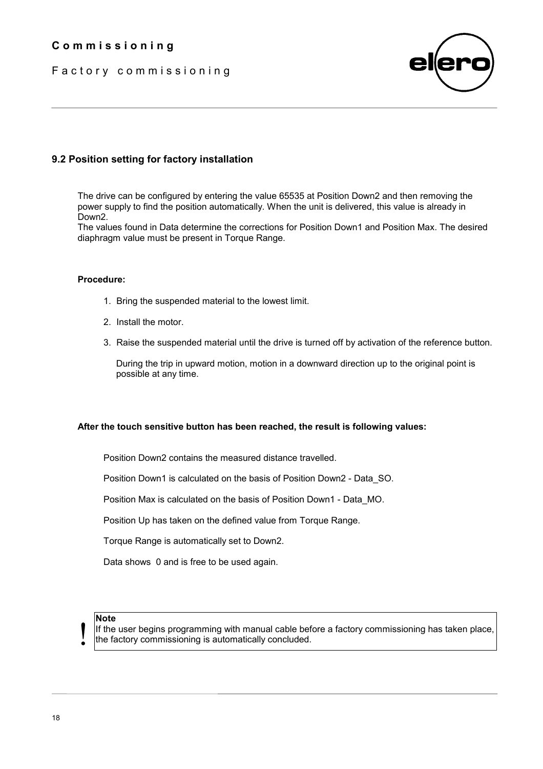## 9.2 Position setting for factory installation

The drive can be configured by entering the value 65535 at Position Down2 and then removing the power supply to find the position automatically. When the unit is delivered, this value is already in Down2.
The values found in Data determine the corrections for Position Down1 and Position Max. The desired diaphragm value must be present in Torque Range.

**Procedure:**

1. Bring the suspended material to the lowest limit.
2. Install the motor.
3. Raise the suspended material until the drive is turned off by activation of the reference button.

   During the trip in upward motion, motion in a downward direction up to the original point is possible at any time.

**After the touch sensitive button has been reached, the result is following values:**

Position Down2 contains the measured distance travelled.

Position Down1 is calculated on the basis of Position Down2 - Data_SO.

Position Max is calculated on the basis of Position Down1 - Data_MO.

Position Up has taken on the defined value from Torque Range.

Torque Range is automatically set to Down2.

Data shows 0 and is free to be used again.

> **Note**
> If the user begins programming with manual cable before a factory commissioning has taken place, the factory commissioning is automatically concluded.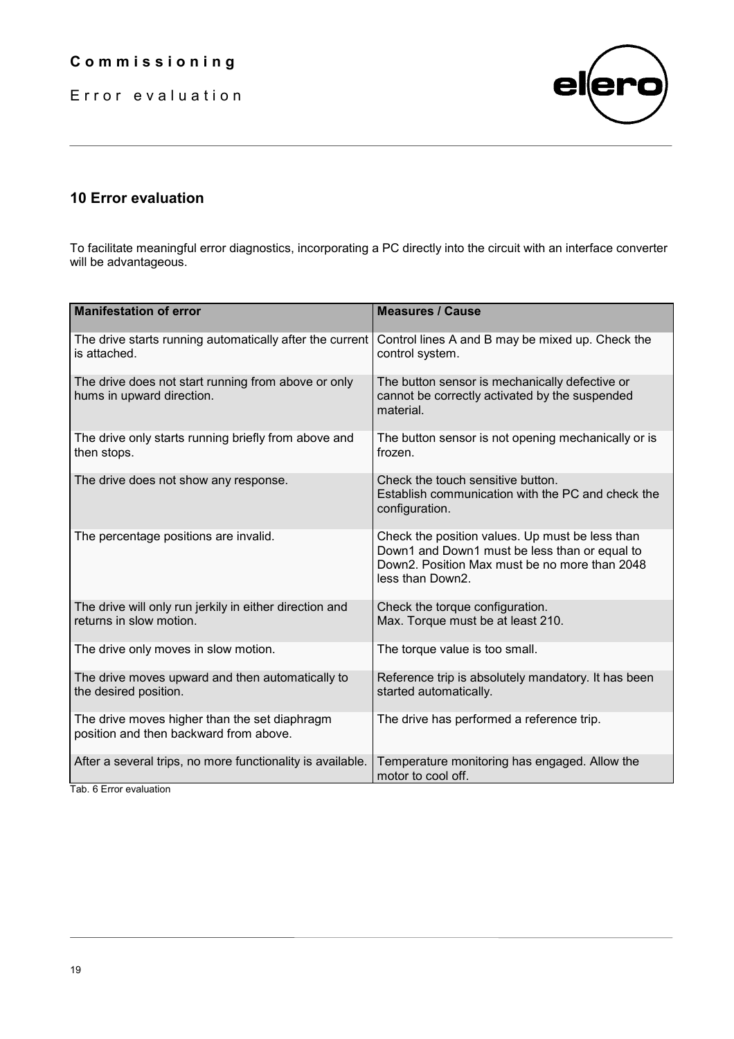## 10 Error evaluation

To facilitate meaningful error diagnostics, incorporating a PC directly into the circuit with an interface converter will be advantageous.

| Manifestation of error | Measures / Cause |
|---|---|
| The drive starts running automatically after the current is attached. | Control lines A and B may be mixed up. Check the control system. |
| The drive does not start running from above or only hums in upward direction. | The button sensor is mechanically defective or cannot be correctly activated by the suspended material. |
| The drive only starts running briefly from above and then stops. | The button sensor is not opening mechanically or is frozen. |
| The drive does not show any response. | Check the touch sensitive button.<br>Establish communication with the PC and check the configuration. |
| The percentage positions are invalid. | Check the position values. Up must be less than Down1 and Down1 must be less than or equal to Down2. Position Max must be no more than 2048 less than Down2. |
| The drive will only run jerkily in either direction and returns in slow motion. | Check the torque configuration.<br>Max. Torque must be at least 210. |
| The drive only moves in slow motion. | The torque value is too small. |
| The drive moves upward and then automatically to the desired position. | Reference trip is absolutely mandatory. It has been started automatically. |
| The drive moves higher than the set diaphragm position and then backward from above. | The drive has performed a reference trip. |
| After a several trips, no more functionality is available. | Temperature monitoring has engaged. Allow the motor to cool off. |

Tab. 6 Error evaluation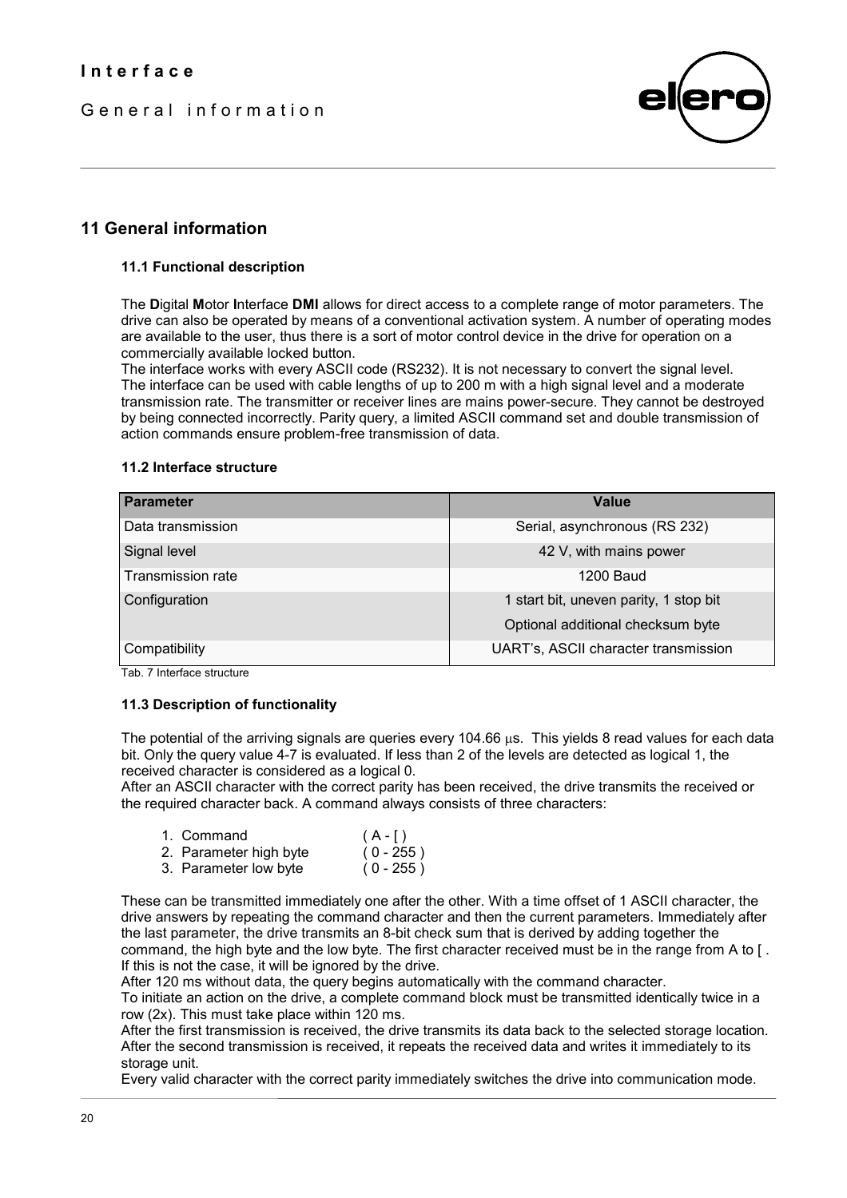## 11 General information

### 11.1 Functional description

The **D**igital **M**otor **I**nterface **DMI** allows for direct access to a complete range of motor parameters. The drive can also be operated by means of a conventional activation system. A number of operating modes are available to the user, thus there is a sort of motor control device in the drive for operation on a commercially available locked button.

The interface works with every ASCII code (RS232). It is not necessary to convert the signal level. The interface can be used with cable lengths of up to 200 m with a high signal level and a moderate transmission rate. The transmitter or receiver lines are mains power-secure. They cannot be destroyed by being connected incorrectly. Parity query, a limited ASCII command set and double transmission of action commands ensure problem-free transmission of data.

### 11.2 Interface structure

| Parameter | Value |
|---|---|
| Data transmission | Serial, asynchronous (RS 232) |
| Signal level | 42 V, with mains power |
| Transmission rate | 1200 Baud |
| Configuration | 1 start bit, uneven parity, 1 stop bit<br>Optional additional checksum byte |
| Compatibility | UART's, ASCII character transmission |

Tab. 7 Interface structure

### 11.3 Description of functionality

The potential of the arriving signals are queries every 104.66 µs. This yields 8 read values for each data bit. Only the query value 4-7 is evaluated. If less than 2 of the levels are detected as logical 1, the received character is considered as a logical 0.

After an ASCII character with the correct parity has been received, the drive transmits the received or the required character back. A command always consists of three characters:

1. Command ( A - [ )
2. Parameter high byte ( 0 - 255 )
3. Parameter low byte ( 0 - 255 )

These can be transmitted immediately one after the other. With a time offset of 1 ASCII character, the drive answers by repeating the command character and then the current parameters. Immediately after the last parameter, the drive transmits an 8-bit check sum that is derived by adding together the command, the high byte and the low byte. The first character received must be in the range from A to [ . If this is not the case, it will be ignored by the drive.

After 120 ms without data, the query begins automatically with the command character.

To initiate an action on the drive, a complete command block must be transmitted identically twice in a row (2x). This must take place within 120 ms.

After the first transmission is received, the drive transmits its data back to the selected storage location. After the second transmission is received, it repeats the received data and writes it immediately to its storage unit.

Every valid character with the correct parity immediately switches the drive into communication mode.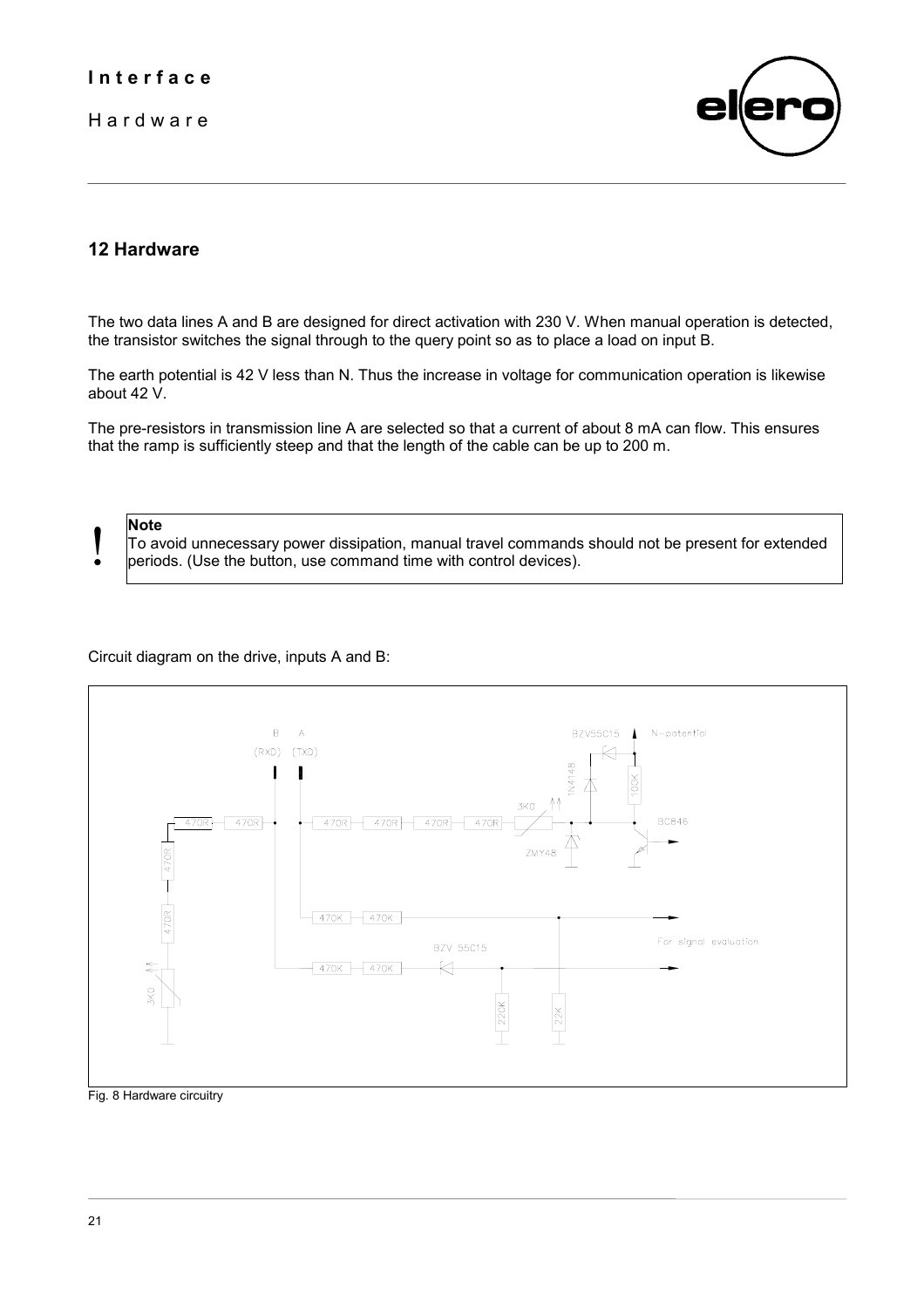## 12 Hardware

The two data lines A and B are designed for direct activation with 230 V. When manual operation is detected, the transistor switches the signal through to the query point so as to place a load on input B.

The earth potential is 42 V less than N. Thus the increase in voltage for communication operation is likewise about 42 V.

The pre-resistors in transmission line A are selected so that a current of about 8 mA can flow. This ensures that the ramp is sufficiently steep and that the length of the cable can be up to 200 m.

> **Note**
> To avoid unnecessary power dissipation, manual travel commands should not be present for extended periods. (Use the button, use command time with control devices).

Circuit diagram on the drive, inputs A and B:

B (RXD)
A (TXD)
BZV55C15
N-potential
1N4148
100K
3K0
470R
470R
470R
470R
470R
470R
470R
470R
BC846
ZMY48
470K
470K
470K
470K
BZV 55C15
For signal evaluation
3K0
220K
22K

Fig. 8 Hardware circuitry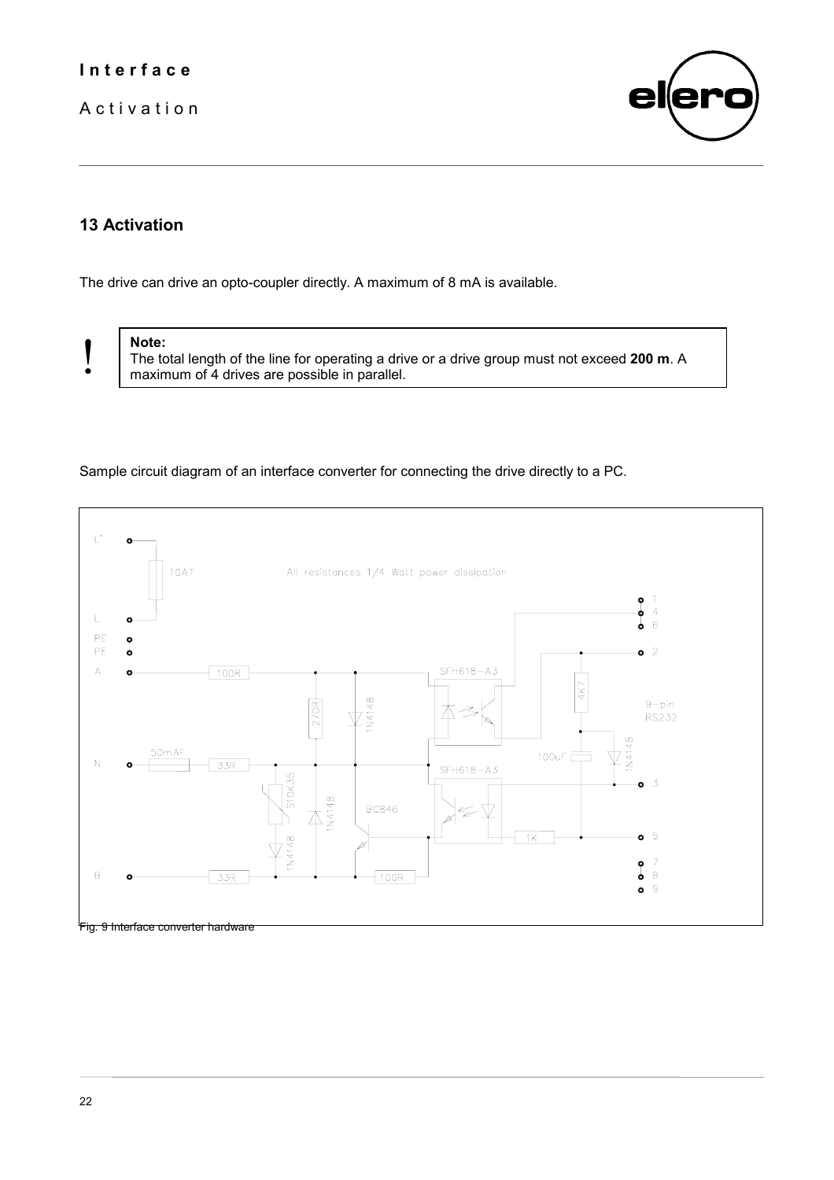## 13 Activation

The drive can drive an opto-coupler directly. A maximum of 8 mA is available.

> **!** **Note:**
> The total length of the line for operating a drive or a drive group must not exceed **200 m**. A maximum of 4 drives are possible in parallel.

Sample circuit diagram of an interface converter for connecting the drive directly to a PC.

L'
10AT
All resistances 1/4 Watt power dissipation
L
PE
PE
A
100R
270R
1N4148
SFH618-A3
4K7
9-pin
RS232
1
4
6
2
N
50mAF
33R
SFH618-A3
100uF
1N4148
3
S10K35
1N4148
BC846
1K
5
1N4148
B
33R
100R
7
8
9

Fig. 9 Interface converter hardware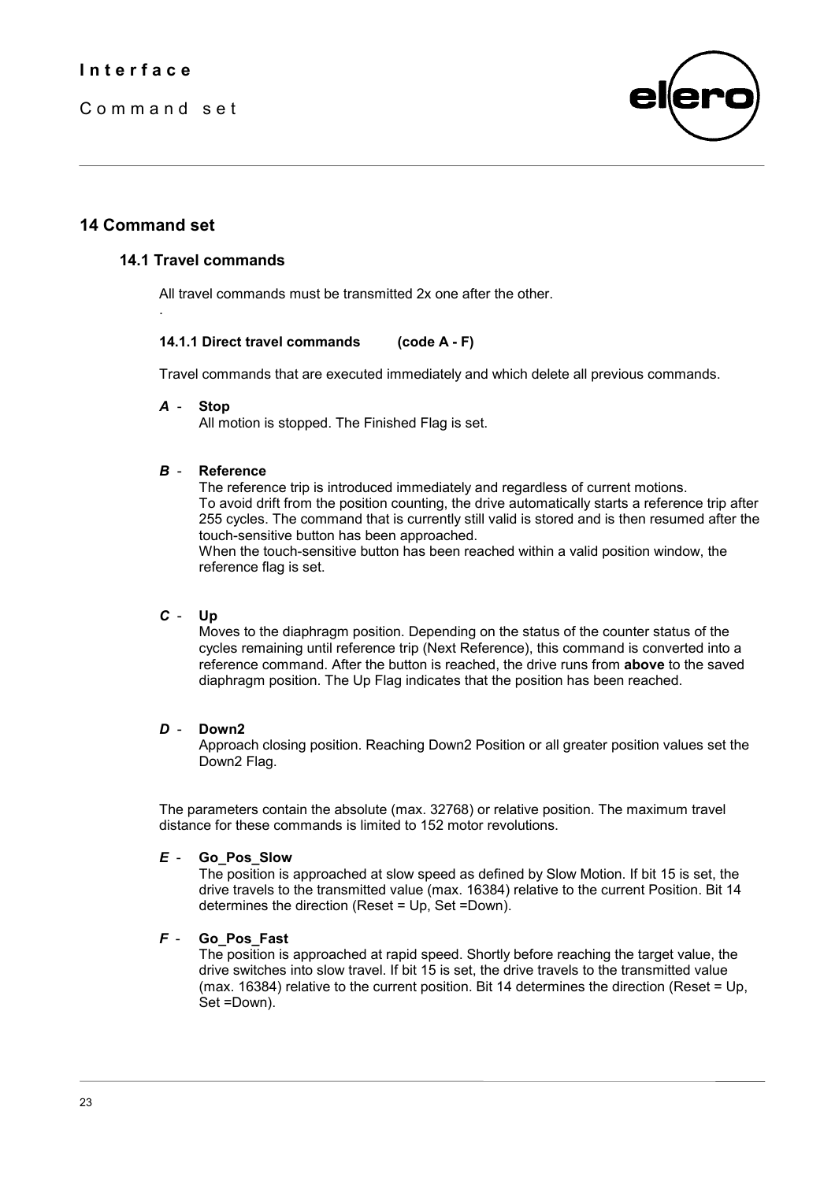# 14 Command set

## 14.1 Travel commands

All travel commands must be transmitted 2x one after the other.

.

### 14.1.1 Direct travel commands (code A - F)

Travel commands that are executed immediately and which delete all previous commands.

***A*** - **Stop**
All motion is stopped. The Finished Flag is set.

***B*** - **Reference**
The reference trip is introduced immediately and regardless of current motions.
To avoid drift from the position counting, the drive automatically starts a reference trip after 255 cycles. The command that is currently still valid is stored and is then resumed after the touch-sensitive button has been approached.
When the touch-sensitive button has been reached within a valid position window, the reference flag is set.

***C*** - **Up**
Moves to the diaphragm position. Depending on the status of the counter status of the cycles remaining until reference trip (Next Reference), this command is converted into a reference command. After the button is reached, the drive runs from **above** to the saved diaphragm position. The Up Flag indicates that the position has been reached.

***D*** - **Down2**
Approach closing position. Reaching Down2 Position or all greater position values set the Down2 Flag.

The parameters contain the absolute (max. 32768) or relative position. The maximum travel distance for these commands is limited to 152 motor revolutions.

***E*** - **Go_Pos_Slow**
The position is approached at slow speed as defined by Slow Motion. If bit 15 is set, the drive travels to the transmitted value (max. 16384) relative to the current Position. Bit 14 determines the direction (Reset = Up, Set =Down).

***F*** - **Go_Pos_Fast**
The position is approached at rapid speed. Shortly before reaching the target value, the drive switches into slow travel. If bit 15 is set, the drive travels to the transmitted value (max. 16384) relative to the current position. Bit 14 determines the direction (Reset = Up, Set =Down).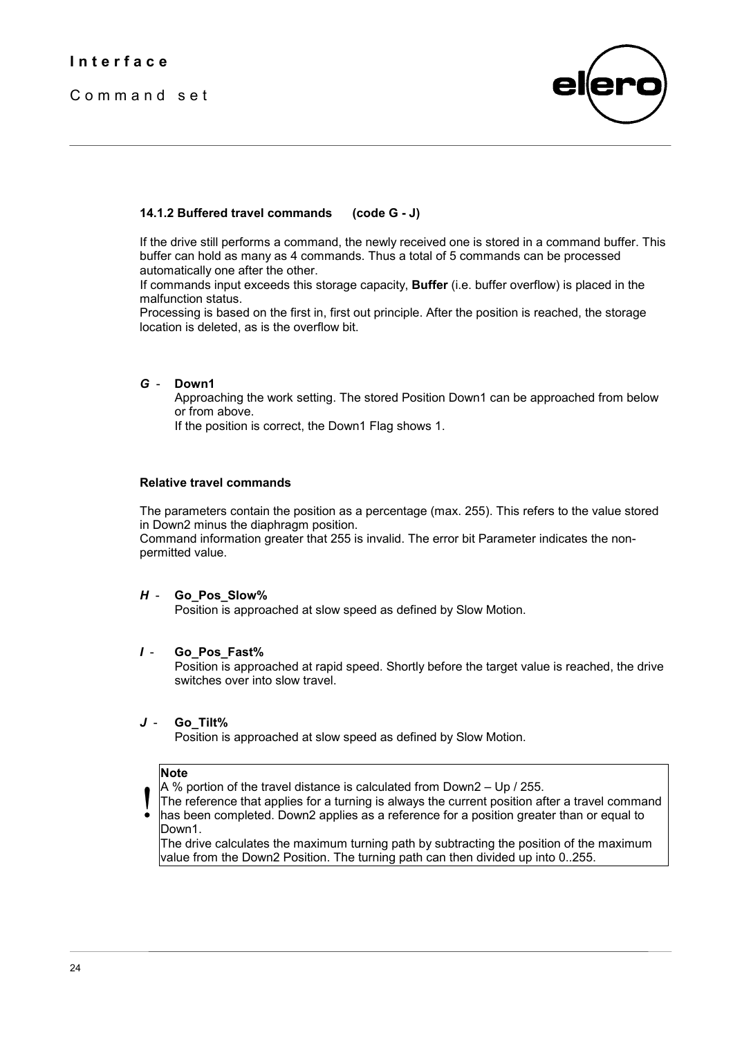### 14.1.2 Buffered travel commands (code G - J)

If the drive still performs a command, the newly received one is stored in a command buffer. This buffer can hold as many as 4 commands. Thus a total of 5 commands can be processed automatically one after the other.
If commands input exceeds this storage capacity, **Buffer** (i.e. buffer overflow) is placed in the malfunction status.
Processing is based on the first in, first out principle. After the position is reached, the storage location is deleted, as is the overflow bit.

***G*** - **Down1**
Approaching the work setting. The stored Position Down1 can be approached from below or from above.
If the position is correct, the Down1 Flag shows 1.

**Relative travel commands**

The parameters contain the position as a percentage (max. 255). This refers to the value stored in Down2 minus the diaphragm position.
Command information greater that 255 is invalid. The error bit Parameter indicates the non-permitted value.

***H*** - **Go_Pos_Slow%**
Position is approached at slow speed as defined by Slow Motion.

***I*** - **Go_Pos_Fast%**
Position is approached at rapid speed. Shortly before the target value is reached, the drive switches over into slow travel.

***J*** - **Go_Tilt%**
Position is approached at slow speed as defined by Slow Motion.

> **Note**
> A % portion of the travel distance is calculated from Down2 – Up / 255.
> The reference that applies for a turning is always the current position after a travel command has been completed. Down2 applies as a reference for a position greater than or equal to Down1.
> The drive calculates the maximum turning path by subtracting the position of the maximum value from the Down2 Position. The turning path can then divided up into 0..255.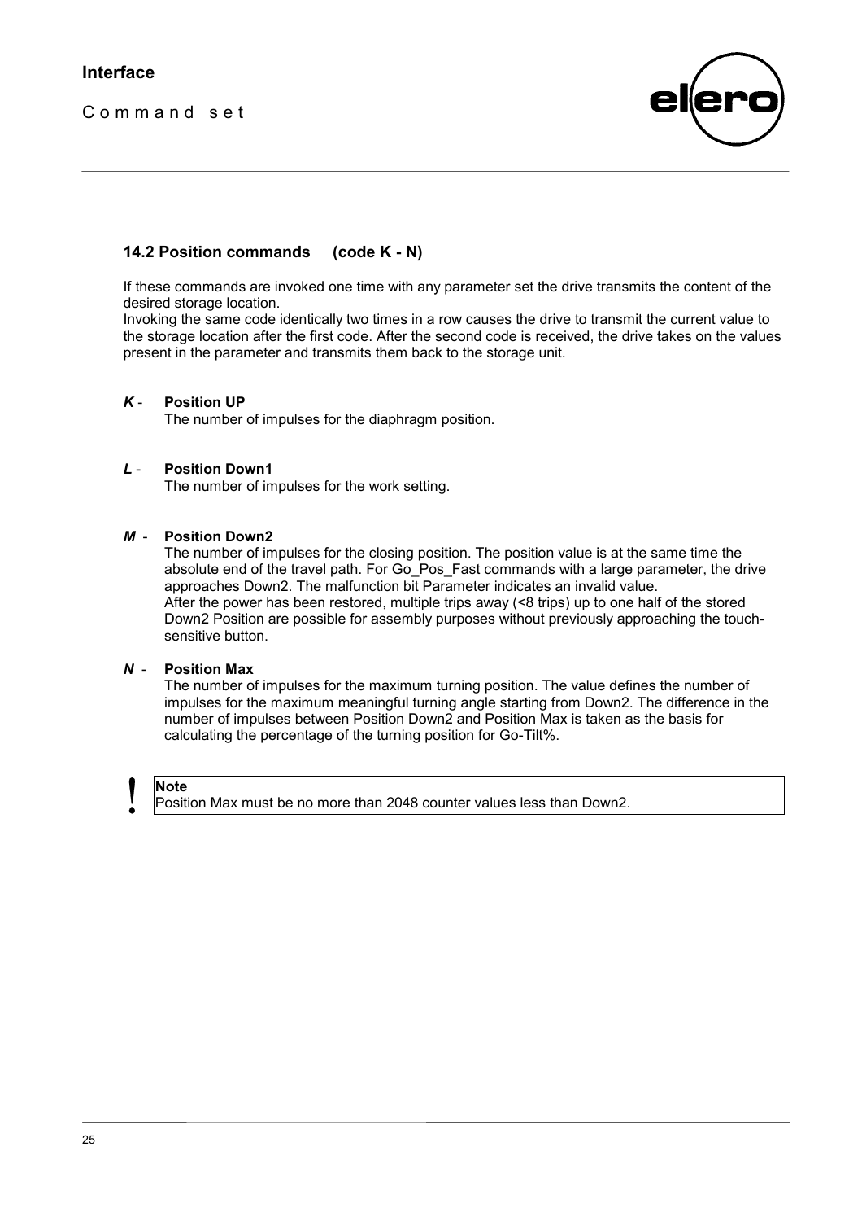## 14.2 Position commands (code K - N)

If these commands are invoked one time with any parameter set the drive transmits the content of the desired storage location.
Invoking the same code identically two times in a row causes the drive to transmit the current value to the storage location after the first code. After the second code is received, the drive takes on the values present in the parameter and transmits them back to the storage unit.

***K*** - **Position UP**
The number of impulses for the diaphragm position.

***L*** - **Position Down1**
The number of impulses for the work setting.

***M*** - **Position Down2**
The number of impulses for the closing position. The position value is at the same time the absolute end of the travel path. For Go_Pos_Fast commands with a large parameter, the drive approaches Down2. The malfunction bit Parameter indicates an invalid value.
After the power has been restored, multiple trips away (<8 trips) up to one half of the stored Down2 Position are possible for assembly purposes without previously approaching the touch-sensitive button.

***N*** - **Position Max**
The number of impulses for the maximum turning position. The value defines the number of impulses for the maximum meaningful turning angle starting from Down2. The difference in the number of impulses between Position Down2 and Position Max is taken as the basis for calculating the percentage of the turning position for Go-Tilt%.

**!** **Note**
Position Max must be no more than 2048 counter values less than Down2.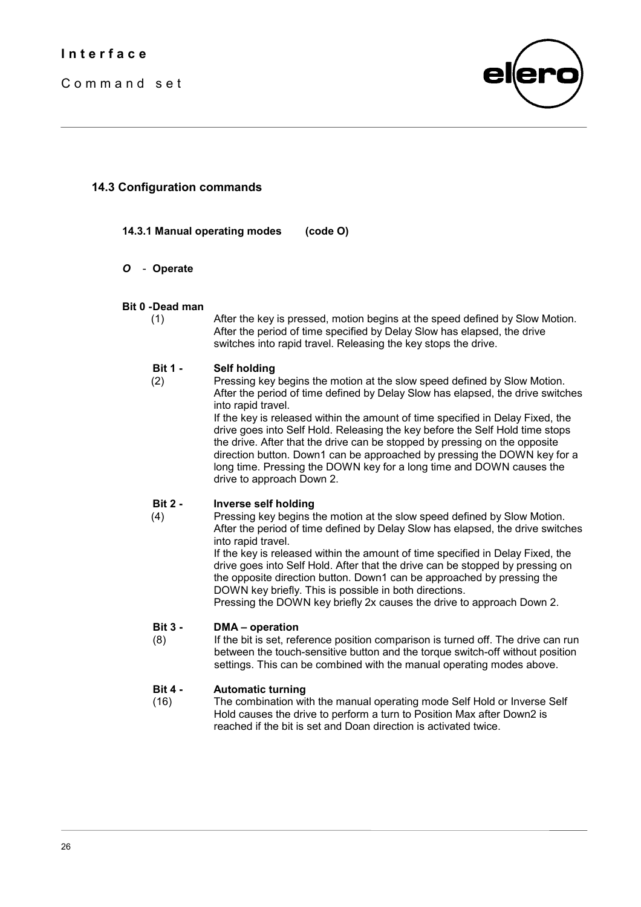## 14.3 Configuration commands

### 14.3.1 Manual operating modes (code O)

***O*** - **Operate**

**Bit 0 -Dead man**
(1)
After the key is pressed, motion begins at the speed defined by Slow Motion. After the period of time specified by Delay Slow has elapsed, the drive switches into rapid travel. Releasing the key stops the drive.

**Bit 1 - Self holding**
(2)
Pressing key begins the motion at the slow speed defined by Slow Motion. After the period of time defined by Delay Slow has elapsed, the drive switches into rapid travel.
If the key is released within the amount of time specified in Delay Fixed, the drive goes into Self Hold. Releasing the key before the Self Hold time stops the drive. After that the drive can be stopped by pressing on the opposite direction button. Down1 can be approached by pressing the DOWN key for a long time. Pressing the DOWN key for a long time and DOWN causes the drive to approach Down 2.

**Bit 2 - Inverse self holding**
(4)
Pressing key begins the motion at the slow speed defined by Slow Motion. After the period of time defined by Delay Slow has elapsed, the drive switches into rapid travel.
If the key is released within the amount of time specified in Delay Fixed, the drive goes into Self Hold. After that the drive can be stopped by pressing on the opposite direction button. Down1 can be approached by pressing the DOWN key briefly. This is possible in both directions.
Pressing the DOWN key briefly 2x causes the drive to approach Down 2.

**Bit 3 - DMA – operation**
(8)
If the bit is set, reference position comparison is turned off. The drive can run between the touch-sensitive button and the torque switch-off without position settings. This can be combined with the manual operating modes above.

**Bit 4 - Automatic turning**
(16)
The combination with the manual operating mode Self Hold or Inverse Self Hold causes the drive to perform a turn to Position Max after Down2 is reached if the bit is set and Doan direction is activated twice.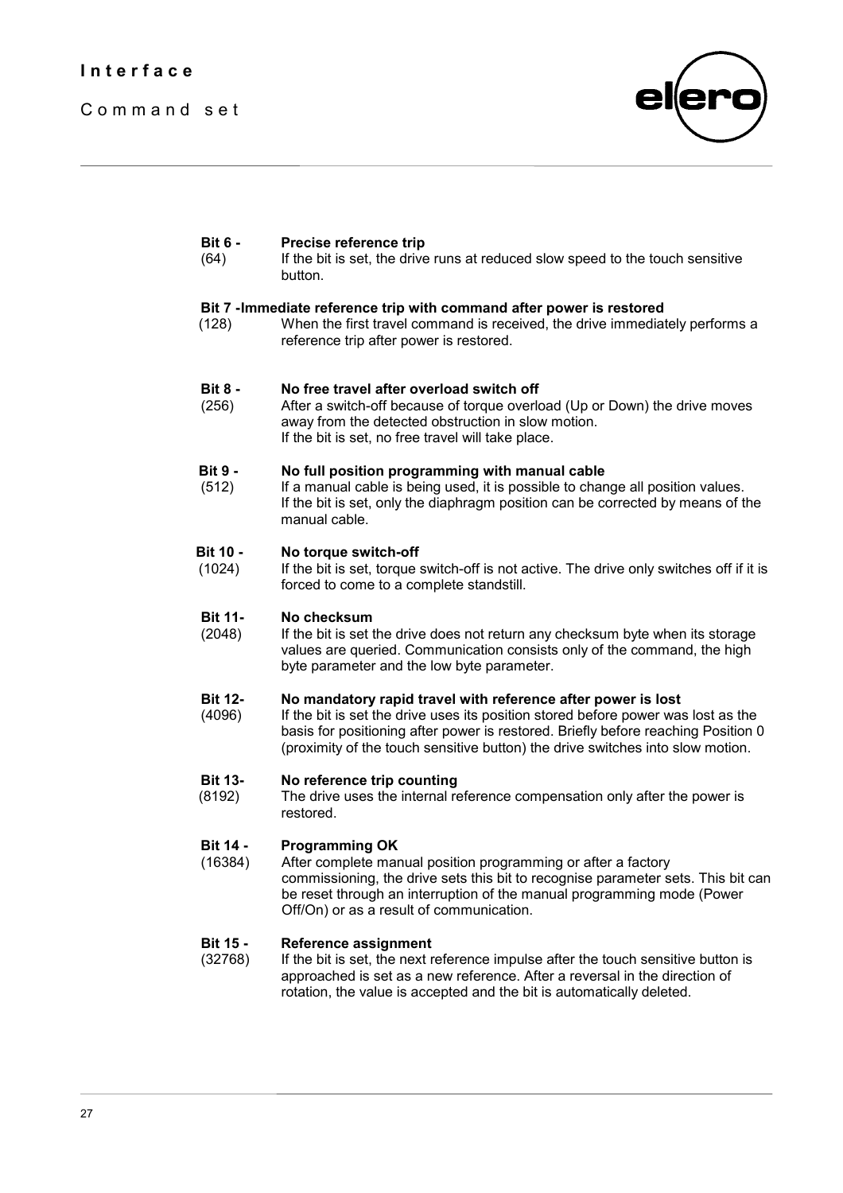**Bit 6 -** (64) **Precise reference trip**
If the bit is set, the drive runs at reduced slow speed to the touch sensitive button.

**Bit 7 -Immediate reference trip with command after power is restored**
(128) When the first travel command is received, the drive immediately performs a reference trip after power is restored.

**Bit 8 -** (256) **No free travel after overload switch off**
After a switch-off because of torque overload (Up or Down) the drive moves away from the detected obstruction in slow motion.
If the bit is set, no free travel will take place.

**Bit 9 -** (512) **No full position programming with manual cable**
If a manual cable is being used, it is possible to change all position values.
If the bit is set, only the diaphragm position can be corrected by means of the manual cable.

**Bit 10 -** (1024) **No torque switch-off**
If the bit is set, torque switch-off is not active. The drive only switches off if it is forced to come to a complete standstill.

**Bit 11-** (2048) **No checksum**
If the bit is set the drive does not return any checksum byte when its storage values are queried. Communication consists only of the command, the high byte parameter and the low byte parameter.

**Bit 12-** (4096) **No mandatory rapid travel with reference after power is lost**
If the bit is set the drive uses its position stored before power was lost as the basis for positioning after power is restored. Briefly before reaching Position 0 (proximity of the touch sensitive button) the drive switches into slow motion.

**Bit 13-** (8192) **No reference trip counting**
The drive uses the internal reference compensation only after the power is restored.

**Bit 14 -** (16384) **Programming OK**
After complete manual position programming or after a factory commissioning, the drive sets this bit to recognise parameter sets. This bit can be reset through an interruption of the manual programming mode (Power Off/On) or as a result of communication.

**Bit 15 -** (32768) **Reference assignment**
If the bit is set, the next reference impulse after the touch sensitive button is approached is set as a new reference. After a reversal in the direction of rotation, the value is accepted and the bit is automatically deleted.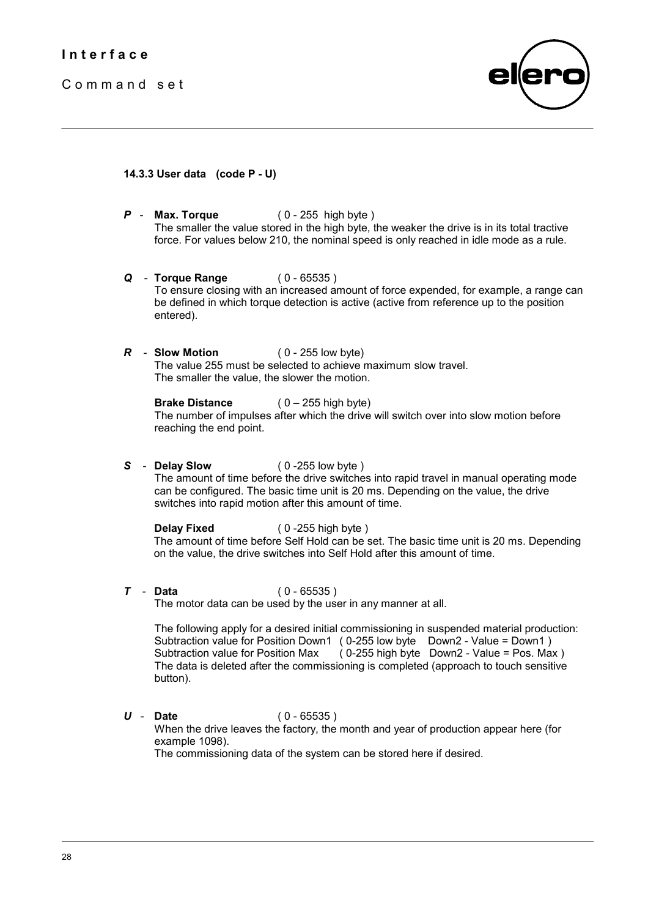#### 14.3.3 User data (code P - U)

***P*** - **Max. Torque** ( 0 - 255 high byte )
The smaller the value stored in the high byte, the weaker the drive is in its total tractive force. For values below 210, the nominal speed is only reached in idle mode as a rule.

***Q*** - **Torque Range** ( 0 - 65535 )
To ensure closing with an increased amount of force expended, for example, a range can be defined in which torque detection is active (active from reference up to the position entered).

***R*** - **Slow Motion** ( 0 - 255 low byte)
The value 255 must be selected to achieve maximum slow travel.
The smaller the value, the slower the motion.

**Brake Distance** ( 0 – 255 high byte)
The number of impulses after which the drive will switch over into slow motion before reaching the end point.

***S*** - **Delay Slow** ( 0 -255 low byte )
The amount of time before the drive switches into rapid travel in manual operating mode can be configured. The basic time unit is 20 ms. Depending on the value, the drive switches into rapid motion after this amount of time.

**Delay Fixed** ( 0 -255 high byte )
The amount of time before Self Hold can be set. The basic time unit is 20 ms. Depending on the value, the drive switches into Self Hold after this amount of time.

***T*** - **Data** ( 0 - 65535 )
The motor data can be used by the user in any manner at all.

The following apply for a desired initial commissioning in suspended material production:
Subtraction value for Position Down1 ( 0-255 low byte Down2 - Value = Down1 )
Subtraction value for Position Max ( 0-255 high byte Down2 - Value = Pos. Max )
The data is deleted after the commissioning is completed (approach to touch sensitive button).

***U*** - **Date** ( 0 - 65535 )
When the drive leaves the factory, the month and year of production appear here (for example 1098).
The commissioning data of the system can be stored here if desired.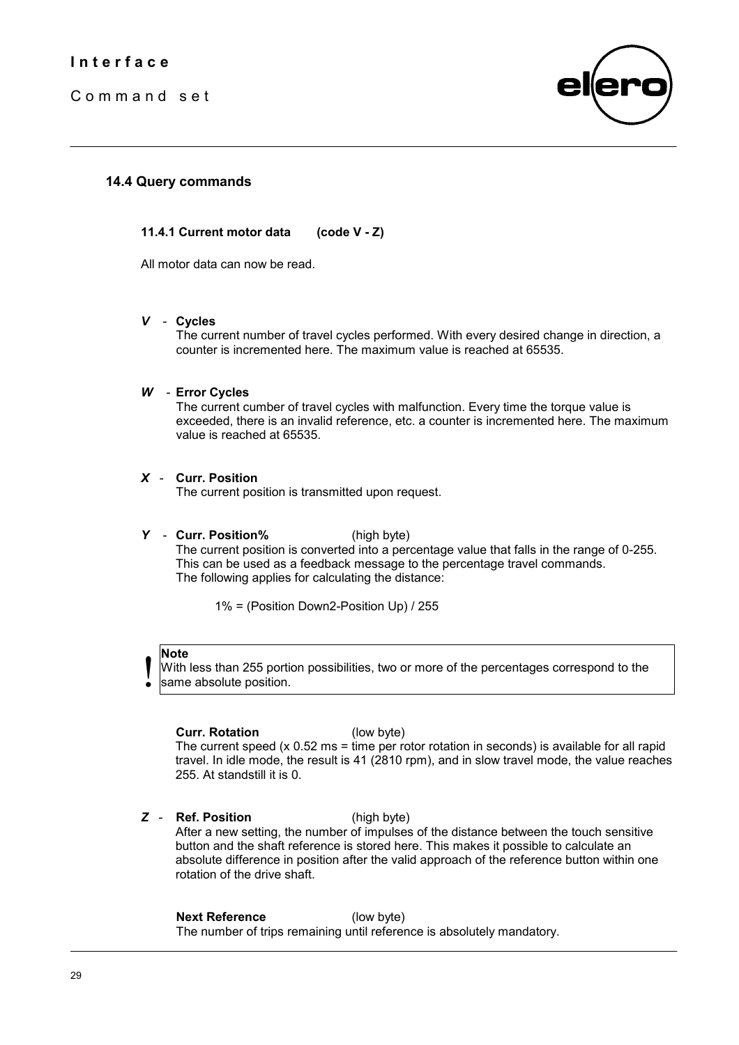## 14.4 Query commands

### 11.4.1 Current motor data (code V - Z)

All motor data can now be read.

***V*** - **Cycles**

The current number of travel cycles performed. With every desired change in direction, a counter is incremented here. The maximum value is reached at 65535.

***W*** - **Error Cycles**

The current cumber of travel cycles with malfunction. Every time the torque value is exceeded, there is an invalid reference, etc. a counter is incremented here. The maximum value is reached at 65535.

***X*** - **Curr. Position**

The current position is transmitted upon request.

***Y*** - **Curr. Position%** (high byte)

The current position is converted into a percentage value that falls in the range of 0-255. This can be used as a feedback message to the percentage travel commands. The following applies for calculating the distance:

1% = (Position Down2-Position Up) / 255

> **Note**
> With less than 255 portion possibilities, two or more of the percentages correspond to the same absolute position.

**Curr. Rotation** (low byte)

The current speed (x 0.52 ms = time per rotor rotation in seconds) is available for all rapid travel. In idle mode, the result is 41 (2810 rpm), and in slow travel mode, the value reaches 255. At standstill it is 0.

***Z*** - **Ref. Position** (high byte)

After a new setting, the number of impulses of the distance between the touch sensitive button and the shaft reference is stored here. This makes it possible to calculate an absolute difference in position after the valid approach of the reference button within one rotation of the drive shaft.

**Next Reference** (low byte)

The number of trips remaining until reference is absolutely mandatory.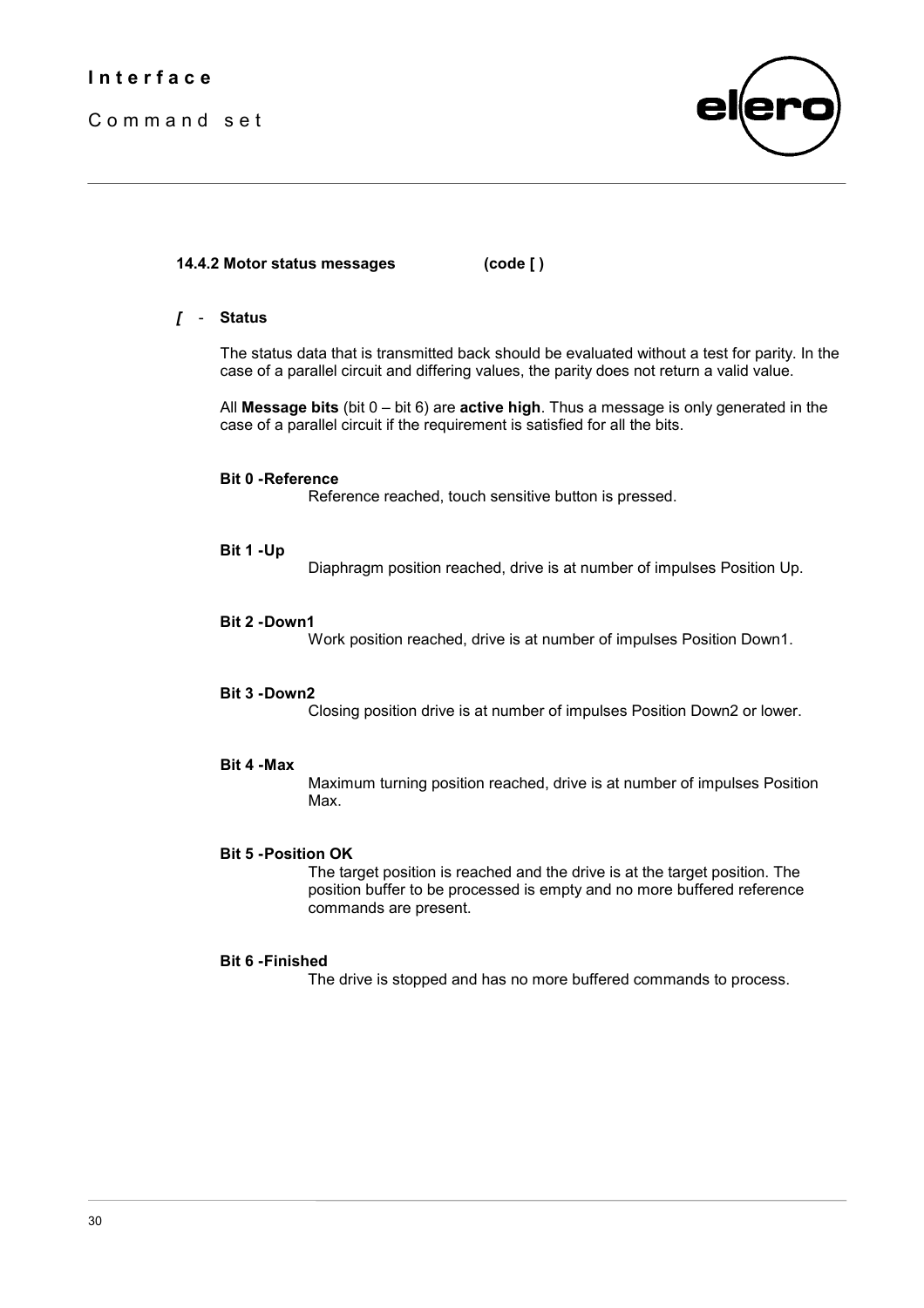#### 14.4.2 Motor status messages (code [ )

*[* - **Status**

The status data that is transmitted back should be evaluated without a test for parity. In the case of a parallel circuit and differing values, the parity does not return a valid value.

All **Message bits** (bit 0 – bit 6) are **active high**. Thus a message is only generated in the case of a parallel circuit if the requirement is satisfied for all the bits.

**Bit 0 -Reference**

Reference reached, touch sensitive button is pressed.

**Bit 1 -Up**

Diaphragm position reached, drive is at number of impulses Position Up.

**Bit 2 -Down1**

Work position reached, drive is at number of impulses Position Down1.

**Bit 3 -Down2**

Closing position drive is at number of impulses Position Down2 or lower.

**Bit 4 -Max**

Maximum turning position reached, drive is at number of impulses Position Max.

**Bit 5 -Position OK**

The target position is reached and the drive is at the target position. The position buffer to be processed is empty and no more buffered reference commands are present.

**Bit 6 -Finished**

The drive is stopped and has no more buffered commands to process.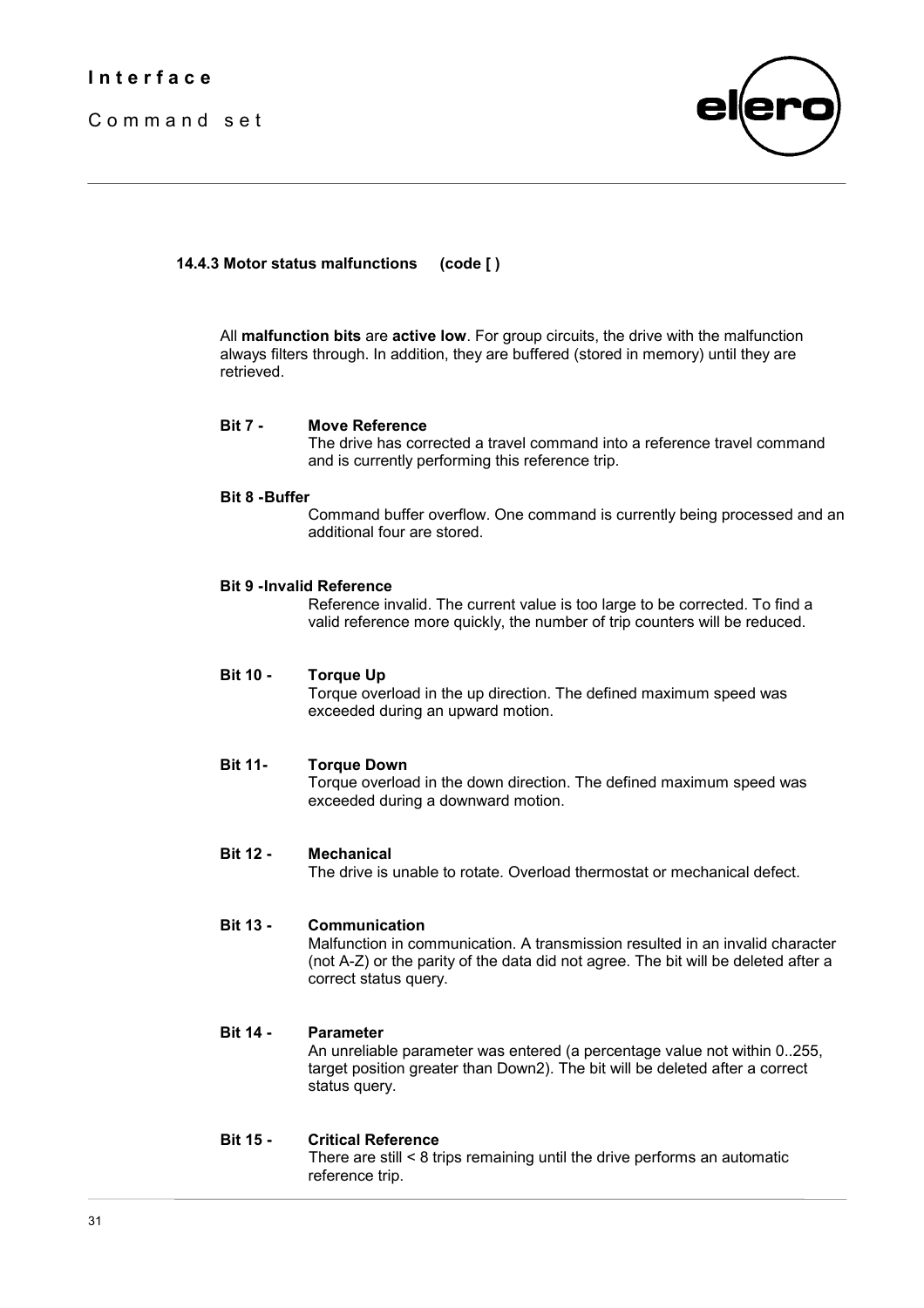### 14.4.3 Motor status malfunctions (code [ )

All **malfunction bits** are **active low**. For group circuits, the drive with the malfunction always filters through. In addition, they are buffered (stored in memory) until they are retrieved.

**Bit 7 - Move Reference**
The drive has corrected a travel command into a reference travel command and is currently performing this reference trip.

**Bit 8 -Buffer**
Command buffer overflow. One command is currently being processed and an additional four are stored.

**Bit 9 -Invalid Reference**
Reference invalid. The current value is too large to be corrected. To find a valid reference more quickly, the number of trip counters will be reduced.

**Bit 10 - Torque Up**
Torque overload in the up direction. The defined maximum speed was exceeded during an upward motion.

**Bit 11- Torque Down**
Torque overload in the down direction. The defined maximum speed was exceeded during a downward motion.

**Bit 12 - Mechanical**
The drive is unable to rotate. Overload thermostat or mechanical defect.

**Bit 13 - Communication**
Malfunction in communication. A transmission resulted in an invalid character (not A-Z) or the parity of the data did not agree. The bit will be deleted after a correct status query.

**Bit 14 - Parameter**
An unreliable parameter was entered (a percentage value not within 0..255, target position greater than Down2). The bit will be deleted after a correct status query.

**Bit 15 - Critical Reference**
There are still < 8 trips remaining until the drive performs an automatic reference trip.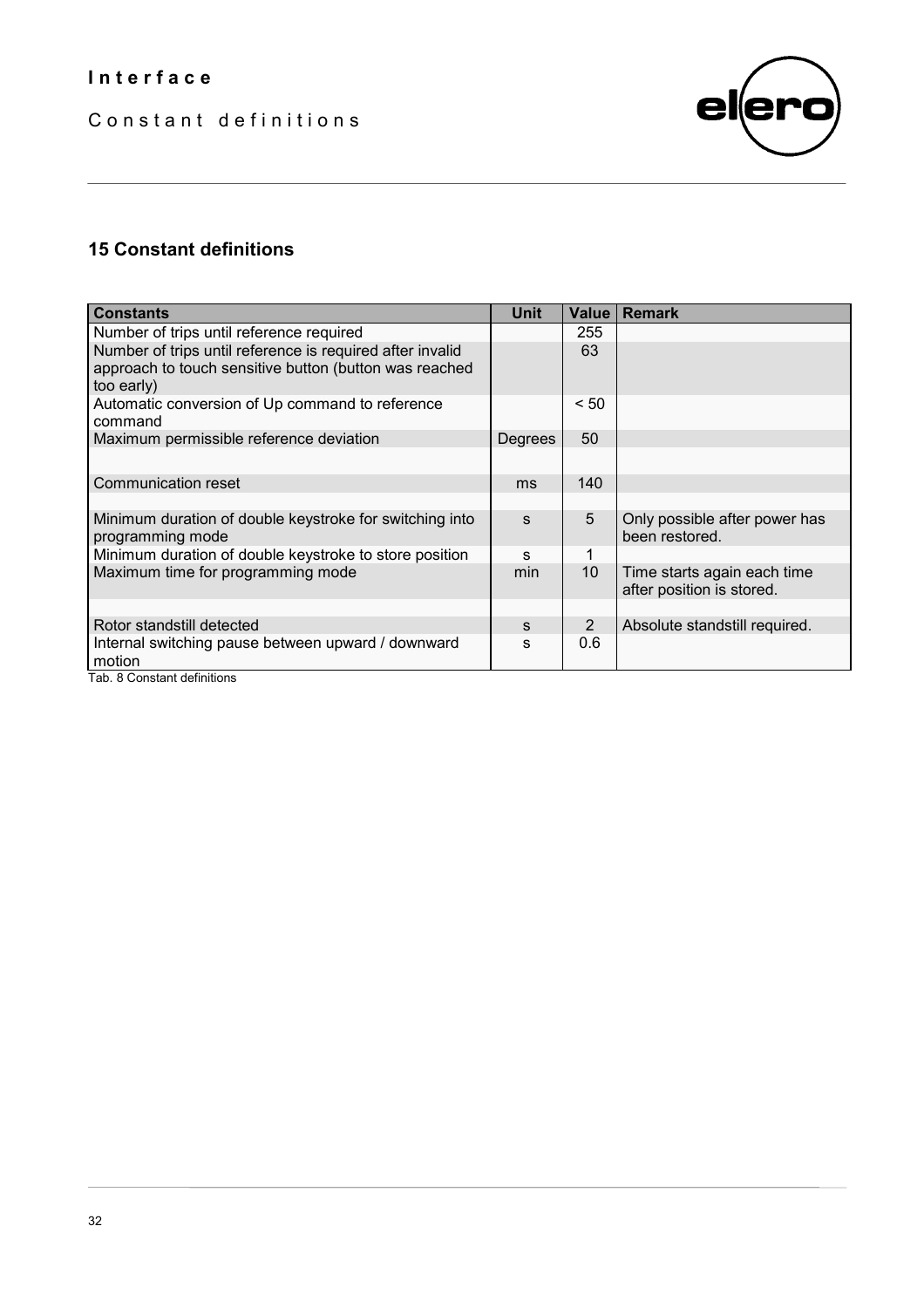## 15 Constant definitions

| Constants | Unit | Value | Remark |
|---|---|---|---|
| Number of trips until reference required | | 255 | |
| Number of trips until reference is required after invalid approach to touch sensitive button (button was reached too early) | | 63 | |
| Automatic conversion of Up command to reference command | | < 50 | |
| Maximum permissible reference deviation | Degrees | 50 | |
| | | | |
| Communication reset | ms | 140 | |
| | | | |
| Minimum duration of double keystroke for switching into programming mode | s | 5 | Only possible after power has been restored. |
| Minimum duration of double keystroke to store position | s | 1 | |
| Maximum time for programming mode | min | 10 | Time starts again each time after position is stored. |
| | | | |
| Rotor standstill detected | s | 2 | Absolute standstill required. |
| Internal switching pause between upward / downward motion | s | 0.6 | |

Tab. 8 Constant definitions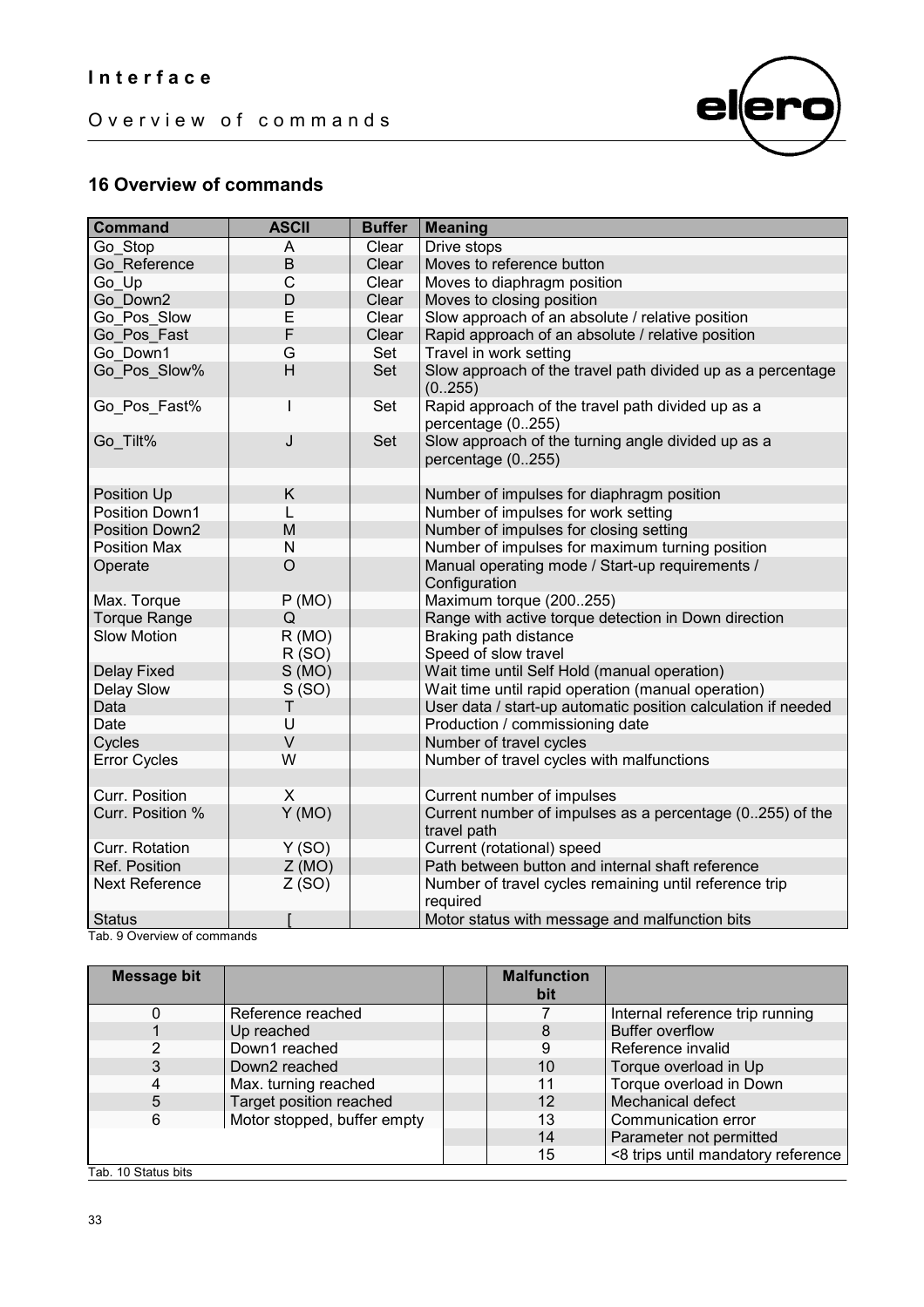## 16 Overview of commands

| Command | ASCII | Buffer | Meaning |
|---|---|---|---|
| Go_Stop | A | Clear | Drive stops |
| Go_Reference | B | Clear | Moves to reference button |
| Go_Up | C | Clear | Moves to diaphragm position |
| Go_Down2 | D | Clear | Moves to closing position |
| Go_Pos_Slow | E | Clear | Slow approach of an absolute / relative position |
| Go_Pos_Fast | F | Clear | Rapid approach of an absolute / relative position |
| Go_Down1 | G | Set | Travel in work setting |
| Go_Pos_Slow% | H | Set | Slow approach of the travel path divided up as a percentage (0..255) |
| Go_Pos_Fast% | I | Set | Rapid approach of the travel path divided up as a percentage (0..255) |
| Go_Tilt% | J | Set | Slow approach of the turning angle divided up as a percentage (0..255) |
| | | | |
| Position Up | K | | Number of impulses for diaphragm position |
| Position Down1 | L | | Number of impulses for work setting |
| Position Down2 | M | | Number of impulses for closing setting |
| Position Max | N | | Number of impulses for maximum turning position |
| Operate | O | | Manual operating mode / Start-up requirements / Configuration |
| Max. Torque | P (MO) | | Maximum torque (200..255) |
| Torque Range | Q | | Range with active torque detection in Down direction |
| Slow Motion | R (MO)<br>R (SO) | | Braking path distance<br>Speed of slow travel |
| Delay Fixed | S (MO) | | Wait time until Self Hold (manual operation) |
| Delay Slow | S (SO) | | Wait time until rapid operation (manual operation) |
| Data | T | | User data / start-up automatic position calculation if needed |
| Date | U | | Production / commissioning date |
| Cycles | V | | Number of travel cycles |
| Error Cycles | W | | Number of travel cycles with malfunctions |
| | | | |
| Curr. Position | X | | Current number of impulses |
| Curr. Position % | Y (MO) | | Current number of impulses as a percentage (0..255) of the travel path |
| Curr. Rotation | Y (SO) | | Current (rotational) speed |
| Ref. Position | Z (MO) | | Path between button and internal shaft reference |
| Next Reference | Z (SO) | | Number of travel cycles remaining until reference trip required |
| Status | [ | | Motor status with message and malfunction bits |

Tab. 9 Overview of commands

| Message bit | | | Malfunction bit | |
|---|---|---|---|---|
| 0 | Reference reached | | 7 | Internal reference trip running |
| 1 | Up reached | | 8 | Buffer overflow |
| 2 | Down1 reached | | 9 | Reference invalid |
| 3 | Down2 reached | | 10 | Torque overload in Up |
| 4 | Max. turning reached | | 11 | Torque overload in Down |
| 5 | Target position reached | | 12 | Mechanical defect |
| 6 | Motor stopped, buffer empty | | 13 | Communication error |
| | | | 14 | Parameter not permitted |
| | | | 15 | <8 trips until mandatory reference |

Tab. 10 Status bits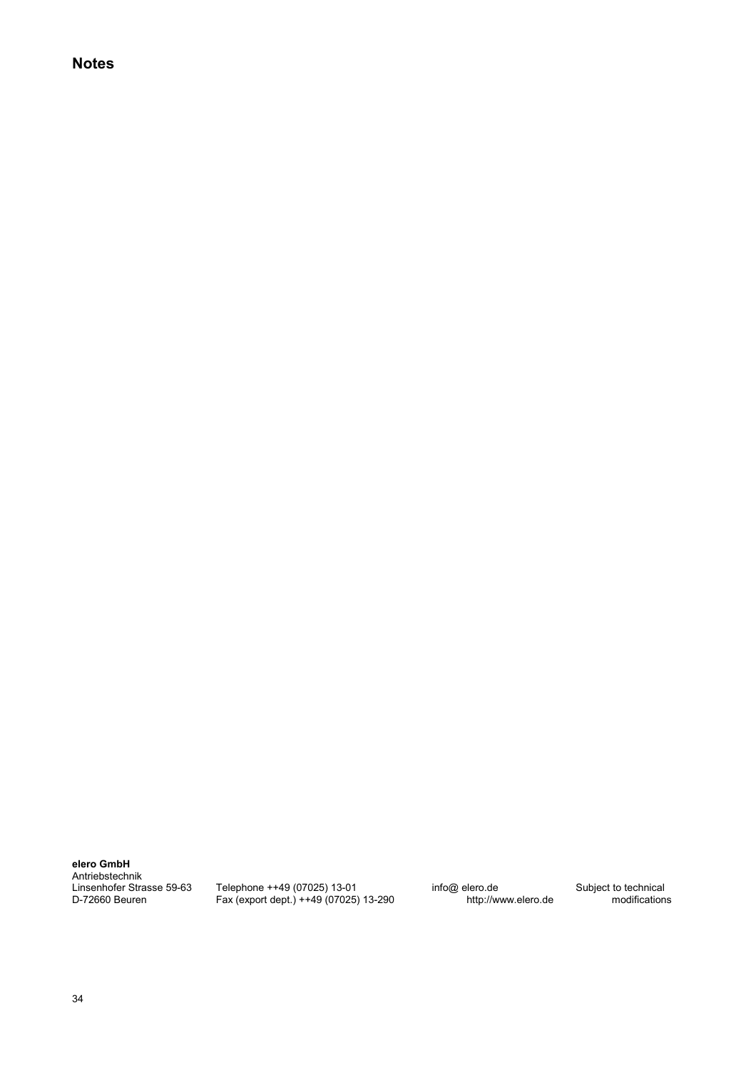## Notes

**elero GmbH**
Antriebstechnik
Linsenhofer Strasse 59-63
D-72660 Beuren

Telephone ++49 (07025) 13-01
Fax (export dept.) ++49 (07025) 13-290

info@ elero.de
http://www.elero.de

Subject to technical modifications